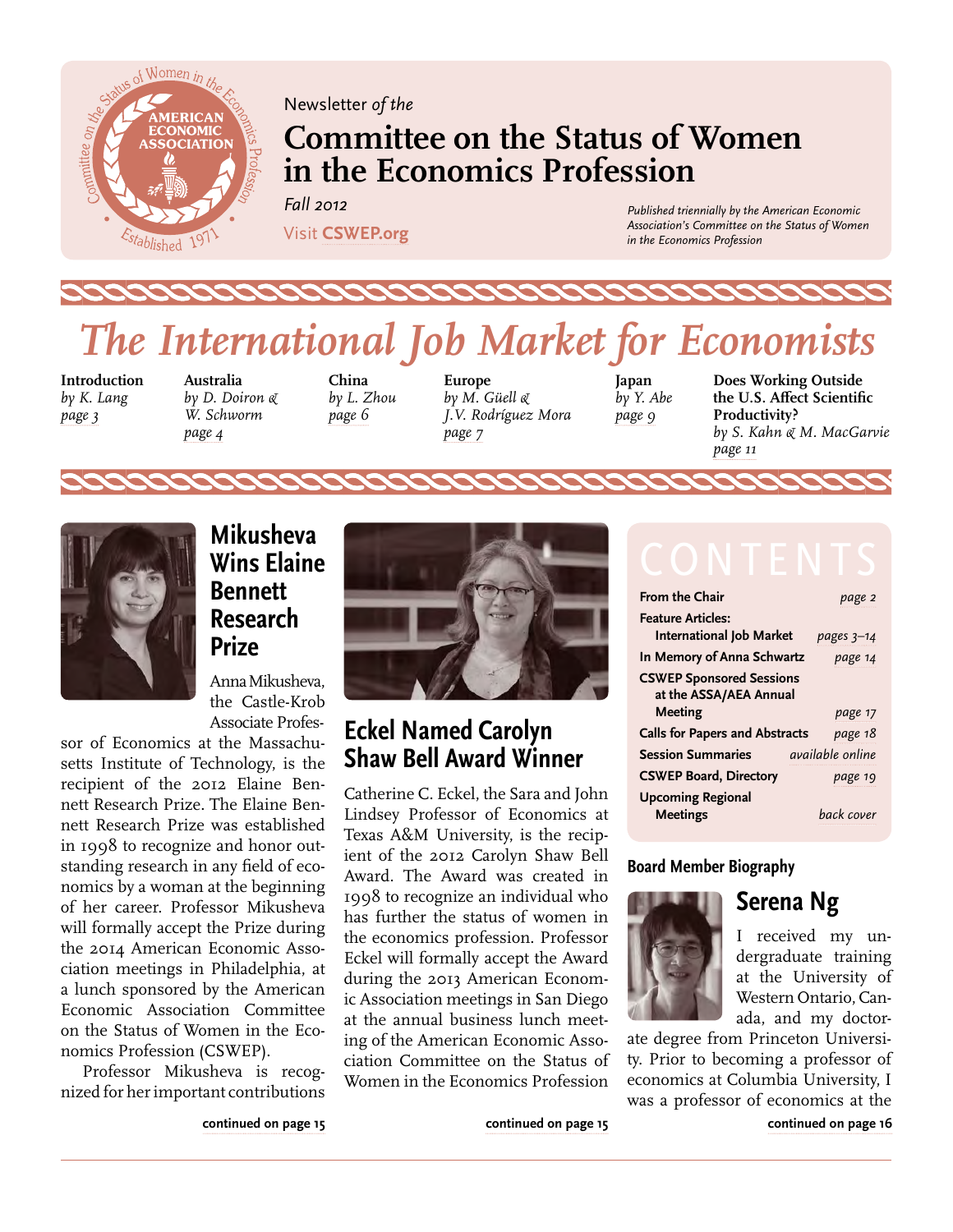Newsletter *of the*

# Committee on the Status of Women in the Economics Profession

*Fall 2012*

Visit **CSWEP.org**

*Published triennially by the American Economic Association's Committee on the Status of Women in the Economics Profession*

# *The International Job Market for Economists*

**Introduction**
*by K. Lang*
*page 3*

**Australia**
*by D. Doiron & W. Schworm*
*page 4*

**China**
*by L. Zhou*
*page 6*

**Europe**
*by M. Güell & J.V. Rodríguez Mora*
*page 7*

**Japan**
*by Y. Abe*
*page 9*

**Does Working Outside the U.S. Affect Scientific Productivity?**
*by S. Kahn & M. MacGarvie*
*page 11*

## Mikusheva Wins Elaine Bennett Research Prize

Anna Mikusheva, the Castle-Krob Associate Professor of Economics at the Massachusetts Institute of Technology, is the recipient of the 2012 Elaine Bennett Research Prize. The Elaine Bennett Research Prize was established in 1998 to recognize and honor outstanding research in any field of economics by a woman at the beginning of her career. Professor Mikusheva will formally accept the Prize during the 2014 American Economic Association meetings in Philadelphia, at a lunch sponsored by the American Economic Association Committee on the Status of Women in the Economics Profession (CSWEP).

Professor Mikusheva is recognized for her important contributions

**continued on page 15**

## Eckel Named Carolyn Shaw Bell Award Winner

Catherine C. Eckel, the Sara and John Lindsey Professor of Economics at Texas A&M University, is the recipient of the 2012 Carolyn Shaw Bell Award. The Award was created in 1998 to recognize an individual who has further the status of women in the economics profession. Professor Eckel will formally accept the Award during the 2013 American Economic Association meetings in San Diego at the annual business lunch meeting of the American Economic Association Committee on the Status of Women in the Economics Profession

**continued on page 15**

## CONTENTS

| | |
|---|---|
| **From the Chair** | *page 2* |
| **Feature Articles: International Job Market** | *pages 3–14* |
| **In Memory of Anna Schwartz** | *page 14* |
| **CSWEP Sponsored Sessions at the ASSA/AEA Annual Meeting** | *page 17* |
| **Calls for Papers and Abstracts** | *page 18* |
| **Session Summaries** | *available online* |
| **CSWEP Board, Directory** | *page 19* |
| **Upcoming Regional Meetings** | *back cover* |

### Board Member Biography

## Serena Ng

I received my undergraduate training at the University of Western Ontario, Canada, and my doctorate degree from Princeton University. Prior to becoming a professor of economics at Columbia University, I was a professor of economics at the

**continued on page 16**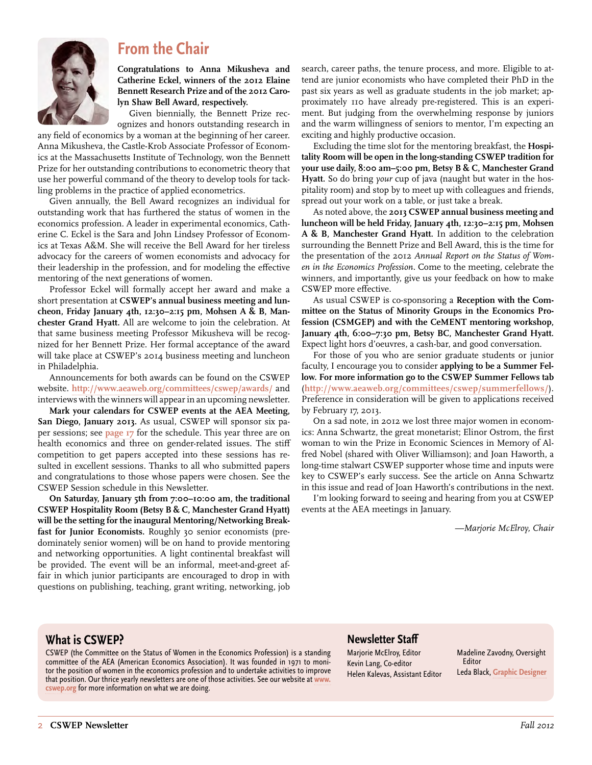## From the Chair

**Congratulations to Anna Mikusheva and Catherine Eckel, winners of the 2012 Elaine Bennett Research Prize and of the 2012 Carolyn Shaw Bell Award, respectively.**

Given biennially, the Bennett Prize recognizes and honors outstanding research in any field of economics by a woman at the beginning of her career. Anna Mikusheva, the Castle-Krob Associate Professor of Economics at the Massachusetts Institute of Technology, won the Bennett Prize for her outstanding contributions to econometric theory that use her powerful command of the theory to develop tools for tackling problems in the practice of applied econometrics.

Given annually, the Bell Award recognizes an individual for outstanding work that has furthered the status of women in the economics profession. A leader in experimental economics, Catherine C. Eckel is the Sara and John Lindsey Professor of Economics at Texas A&M. She will receive the Bell Award for her tireless advocacy for the careers of women economists and advocacy for their leadership in the profession, and for modeling the effective mentoring of the next generations of women.

Professor Eckel will formally accept her award and make a short presentation at **CSWEP's annual business meeting and luncheon, Friday January 4th, 12:30–2:15 pm, Mohsen A & B, Manchester Grand Hyatt.** All are welcome to join the celebration. At that same business meeting Professor Mikusheva will be recognized for her Bennett Prize. Her formal acceptance of the award will take place at CSWEP's 2014 business meeting and luncheon in Philadelphia.

Announcements for both awards can be found on the CSWEP website. **http://www.aeaweb.org/committees/cswep/awards/** and interviews with the winners will appear in an upcoming newsletter.

**Mark your calendars for CSWEP events at the AEA Meeting, San Diego, January 2013.** As usual, CSWEP will sponsor six paper sessions; see **page 17** for the schedule. This year three are on health economics and three on gender-related issues. The stiff competition to get papers accepted into these sessions has resulted in excellent sessions. Thanks to all who submitted papers and congratulations to those whose papers were chosen. See the CSWEP Session schedule in this Newsletter.

**On Saturday, January 5th from 7:00–10:00 am, the traditional CSWEP Hospitality Room (Betsy B & C, Manchester Grand Hyatt) will be the setting for the inaugural Mentoring/Networking Breakfast for Junior Economists.** Roughly 30 senior economists (predominately senior women) will be on hand to provide mentoring and networking opportunities. A light continental breakfast will be provided. The event will be an informal, meet-and-greet affair in which junior participants are encouraged to drop in with questions on publishing, teaching, grant writing, networking, job search, career paths, the tenure process, and more. Eligible to attend are junior economists who have completed their PhD in the past six years as well as graduate students in the job market; approximately 110 have already pre-registered. This is an experiment. But judging from the overwhelming response by juniors and the warm willingness of seniors to mentor, I'm expecting an exciting and highly productive occasion.

Excluding the time slot for the mentoring breakfast, the **Hospitality Room will be open in the long-standing CSWEP tradition for your use daily, 8:00 am–5:00 pm, Betsy B & C, Manchester Grand Hyatt.** So do bring *your* cup of java (naught but water in the hospitality room) and stop by to meet up with colleagues and friends, spread out your work on a table, or just take a break.

As noted above, the **2013 CSWEP annual business meeting and luncheon will be held Friday, January 4th, 12:30–2:15 pm, Mohsen A & B, Manchester Grand Hyatt.** In addition to the celebration surrounding the Bennett Prize and Bell Award, this is the time for the presentation of the 2012 *Annual Report on the Status of Women in the Economics Profession*. Come to the meeting, celebrate the winners, and importantly, give us your feedback on how to make CSWEP more effective.

As usual CSWEP is co-sponsoring a **Reception with the Committee on the Status of Minority Groups in the Economics Profession (CSMGEP) and with the CeMENT mentoring workshop, January 4th, 6:00–7:30 pm, Betsy BC, Manchester Grand Hyatt.** Expect light hors d'oeuvres, a cash-bar, and good conversation.

For those of you who are senior graduate students or junior faculty, I encourage you to consider **applying to be a Summer Fellow. For more information go to the CSWEP Summer Fellows tab** (**http://www.aeaweb.org/committees/cswep/summerfellows/**). Preference in consideration will be given to applications received by February 17, 2013.

On a sad note, in 2012 we lost three major women in economics: Anna Schwartz, the great monetarist; Elinor Ostrom, the first woman to win the Prize in Economic Sciences in Memory of Alfred Nobel (shared with Oliver Williamson); and Joan Haworth, a long-time stalwart CSWEP supporter whose time and inputs were key to CSWEP's early success. See the article on Anna Schwartz in this issue and read of Joan Haworth's contributions in the next.

I'm looking forward to seeing and hearing from you at CSWEP events at the AEA meetings in January.

*—Marjorie McElroy, Chair*

### What is CSWEP?

CSWEP (the Committee on the Status of Women in the Economics Profession) is a standing committee of the AEA (American Economics Association). It was founded in 1971 to monitor the position of women in the economics profession and to undertake activities to improve that position. Our thrice yearly newsletters are one of those activities. See our website at **www.cswep.org** for more information on what we are doing.

### Newsletter Staff

Marjorie McElroy, Editor
Kevin Lang, Co-editor
Helen Kalevas, Assistant Editor
Madeline Zavodny, Oversight Editor
Leda Black, **Graphic Designer**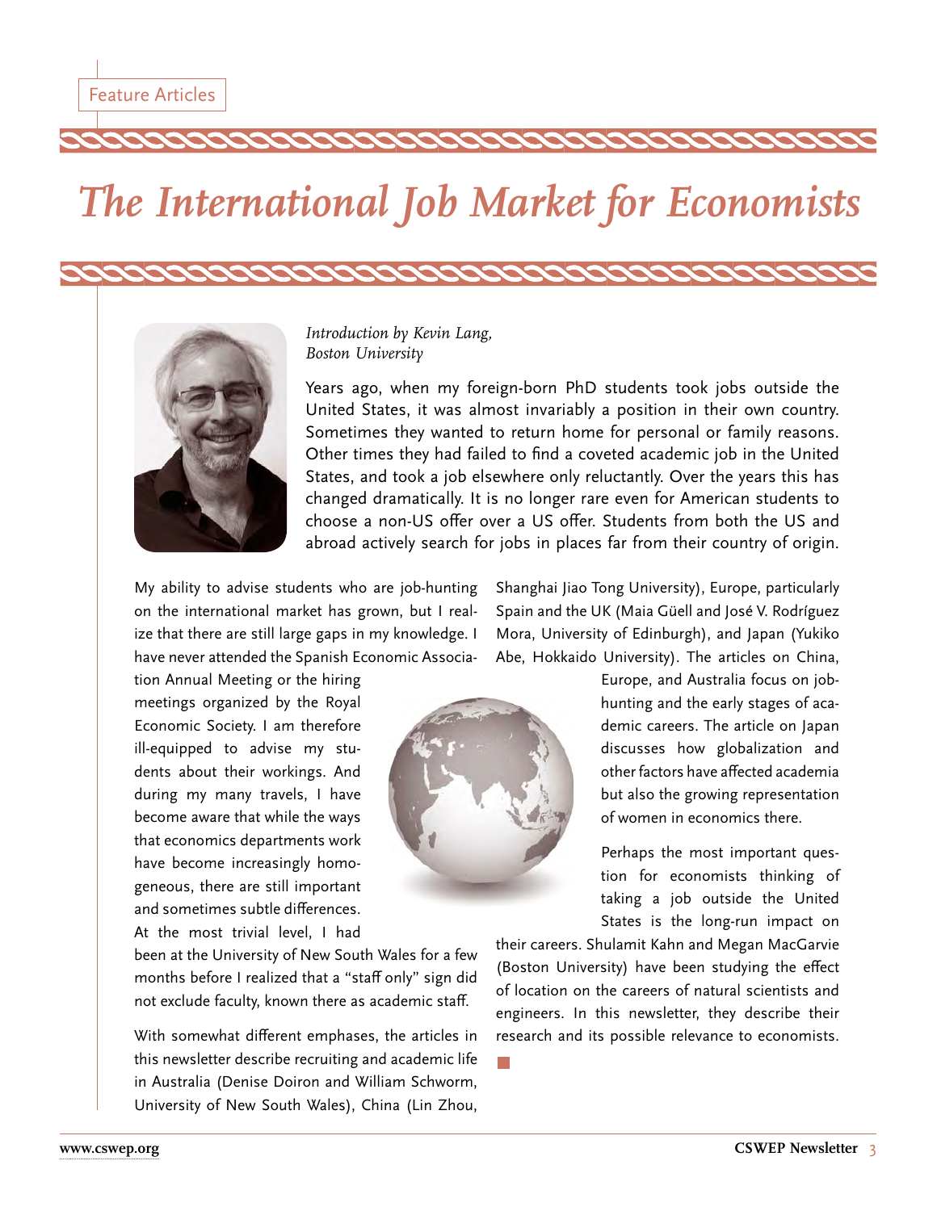Feature Articles

# *The International Job Market for Economists*

*Introduction by Kevin Lang, Boston University*

Years ago, when my foreign-born PhD students took jobs outside the United States, it was almost invariably a position in their own country. Sometimes they wanted to return home for personal or family reasons. Other times they had failed to find a coveted academic job in the United States, and took a job elsewhere only reluctantly. Over the years this has changed dramatically. It is no longer rare even for American students to choose a non-US offer over a US offer. Students from both the US and abroad actively search for jobs in places far from their country of origin.

My ability to advise students who are job-hunting on the international market has grown, but I realize that there are still large gaps in my knowledge. I have never attended the Spanish Economic Association Annual Meeting or the hiring meetings organized by the Royal Economic Society. I am therefore ill-equipped to advise my students about their workings. And during my many travels, I have become aware that while the ways that economics departments work have become increasingly homogeneous, there are still important and sometimes subtle differences. At the most trivial level, I had been at the University of New South Wales for a few months before I realized that a "staff only" sign did not exclude faculty, known there as academic staff.

With somewhat different emphases, the articles in this newsletter describe recruiting and academic life in Australia (Denise Doiron and William Schworm, University of New South Wales), China (Lin Zhou, Shanghai Jiao Tong University), Europe, particularly Spain and the UK (Maia Güell and José V. Rodríguez Mora, University of Edinburgh), and Japan (Yukiko Abe, Hokkaido University). The articles on China, Europe, and Australia focus on job-hunting and the early stages of academic careers. The article on Japan discusses how globalization and other factors have affected academia but also the growing representation of women in economics there.

Perhaps the most important question for economists thinking of taking a job outside the United States is the long-run impact on their careers. Shulamit Kahn and Megan MacGarvie (Boston University) have been studying the effect of location on the careers of natural scientists and engineers. In this newsletter, they describe their research and its possible relevance to economists.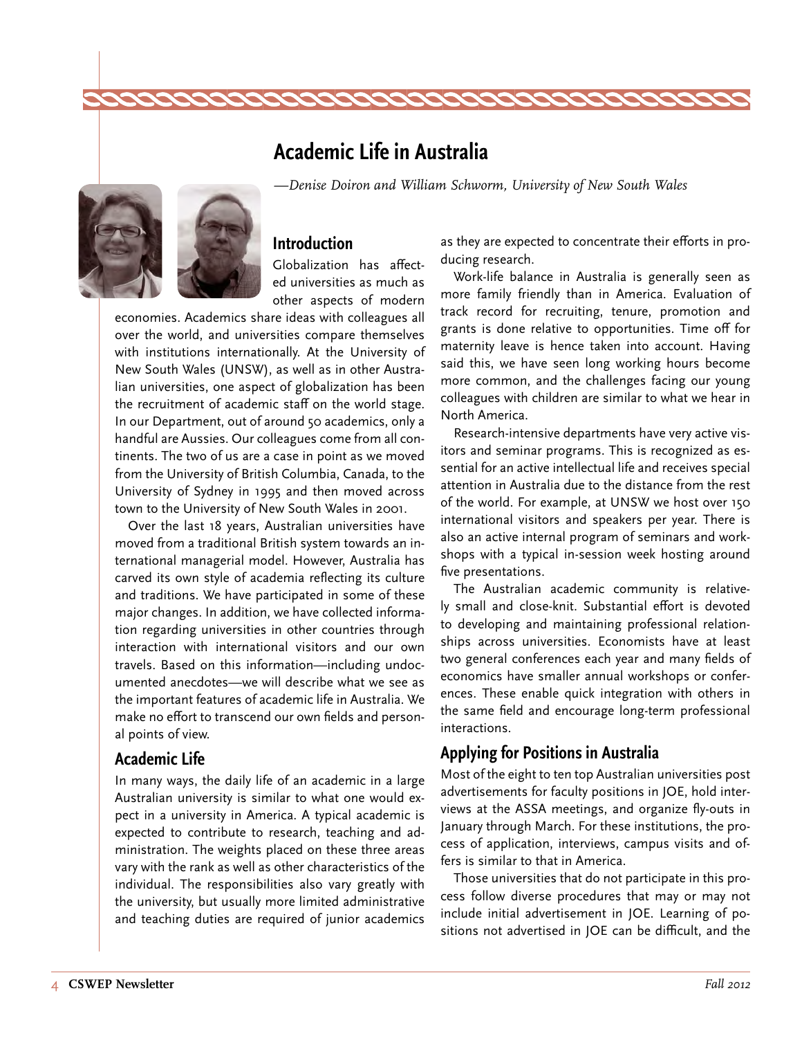# Academic Life in Australia

*—Denise Doiron and William Schworm, University of New South Wales*

## Introduction

Globalization has affected universities as much as other aspects of modern economies. Academics share ideas with colleagues all over the world, and universities compare themselves with institutions internationally. At the University of New South Wales (UNSW), as well as in other Australian universities, one aspect of globalization has been the recruitment of academic staff on the world stage. In our Department, out of around 50 academics, only a handful are Aussies. Our colleagues come from all continents. The two of us are a case in point as we moved from the University of British Columbia, Canada, to the University of Sydney in 1995 and then moved across town to the University of New South Wales in 2001.

Over the last 18 years, Australian universities have moved from a traditional British system towards an international managerial model. However, Australia has carved its own style of academia reflecting its culture and traditions. We have participated in some of these major changes. In addition, we have collected information regarding universities in other countries through interaction with international visitors and our own travels. Based on this information—including undocumented anecdotes—we will describe what we see as the important features of academic life in Australia. We make no effort to transcend our own fields and personal points of view.

## Academic Life

In many ways, the daily life of an academic in a large Australian university is similar to what one would expect in a university in America. A typical academic is expected to contribute to research, teaching and administration. The weights placed on these three areas vary with the rank as well as other characteristics of the individual. The responsibilities also vary greatly with the university, but usually more limited administrative and teaching duties are required of junior academics as they are expected to concentrate their efforts in producing research.

Work-life balance in Australia is generally seen as more family friendly than in America. Evaluation of track record for recruiting, tenure, promotion and grants is done relative to opportunities. Time off for maternity leave is hence taken into account. Having said this, we have seen long working hours become more common, and the challenges facing our young colleagues with children are similar to what we hear in North America.

Research-intensive departments have very active visitors and seminar programs. This is recognized as essential for an active intellectual life and receives special attention in Australia due to the distance from the rest of the world. For example, at UNSW we host over 150 international visitors and speakers per year. There is also an active internal program of seminars and workshops with a typical in-session week hosting around five presentations.

The Australian academic community is relatively small and close-knit. Substantial effort is devoted to developing and maintaining professional relationships across universities. Economists have at least two general conferences each year and many fields of economics have smaller annual workshops or conferences. These enable quick integration with others in the same field and encourage long-term professional interactions.

## Applying for Positions in Australia

Most of the eight to ten top Australian universities post advertisements for faculty positions in JOE, hold interviews at the ASSA meetings, and organize fly-outs in January through March. For these institutions, the process of application, interviews, campus visits and offers is similar to that in America.

Those universities that do not participate in this process follow diverse procedures that may or may not include initial advertisement in JOE. Learning of positions not advertised in JOE can be difficult, and the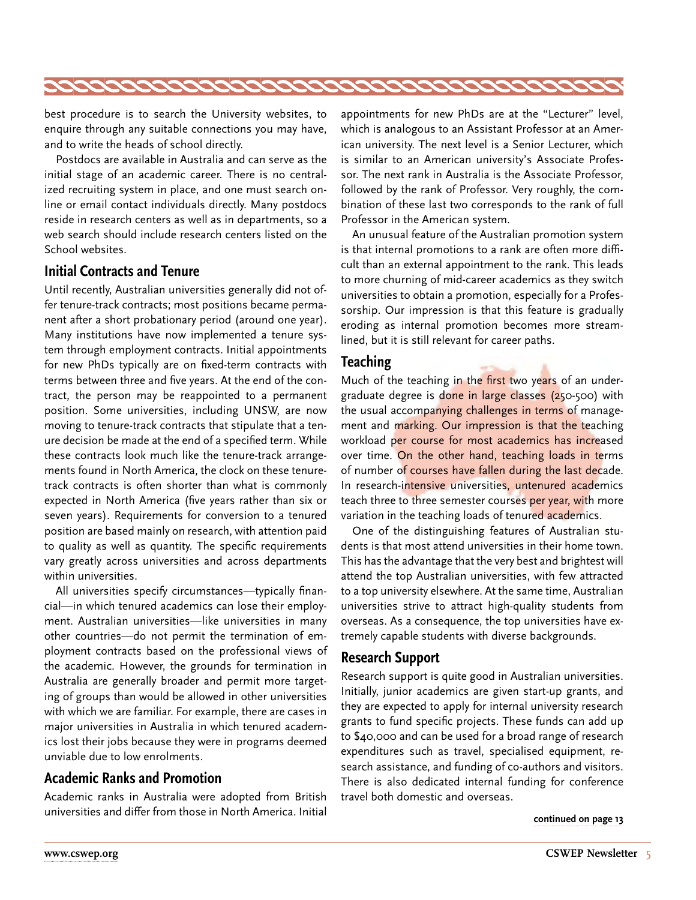best procedure is to search the University websites, to enquire through any suitable connections you may have, and to write the heads of school directly.

Postdocs are available in Australia and can serve as the initial stage of an academic career. There is no centralized recruiting system in place, and one must search online or email contact individuals directly. Many postdocs reside in research centers as well as in departments, so a web search should include research centers listed on the School websites.

## Initial Contracts and Tenure

Until recently, Australian universities generally did not offer tenure-track contracts; most positions became permanent after a short probationary period (around one year). Many institutions have now implemented a tenure system through employment contracts. Initial appointments for new PhDs typically are on fixed-term contracts with terms between three and five years. At the end of the contract, the person may be reappointed to a permanent position. Some universities, including UNSW, are now moving to tenure-track contracts that stipulate that a tenure decision be made at the end of a specified term. While these contracts look much like the tenure-track arrangements found in North America, the clock on these tenure-track contracts is often shorter than what is commonly expected in North America (five years rather than six or seven years). Requirements for conversion to a tenured position are based mainly on research, with attention paid to quality as well as quantity. The specific requirements vary greatly across universities and across departments within universities.

All universities specify circumstances—typically financial—in which tenured academics can lose their employment. Australian universities—like universities in many other countries—do not permit the termination of employment contracts based on the professional views of the academic. However, the grounds for termination in Australia are generally broader and permit more targeting of groups than would be allowed in other universities with which we are familiar. For example, there are cases in major universities in Australia in which tenured academics lost their jobs because they were in programs deemed unviable due to low enrolments.

## Academic Ranks and Promotion

Academic ranks in Australia were adopted from British universities and differ from those in North America. Initial appointments for new PhDs are at the "Lecturer" level, which is analogous to an Assistant Professor at an American university. The next level is a Senior Lecturer, which is similar to an American university's Associate Professor. The next rank in Australia is the Associate Professor, followed by the rank of Professor. Very roughly, the combination of these last two corresponds to the rank of full Professor in the American system.

An unusual feature of the Australian promotion system is that internal promotions to a rank are often more difficult than an external appointment to the rank. This leads to more churning of mid-career academics as they switch universities to obtain a promotion, especially for a Professorship. Our impression is that this feature is gradually eroding as internal promotion becomes more streamlined, but it is still relevant for career paths.

## Teaching

Much of the teaching in the first two years of an undergraduate degree is done in large classes (250-500) with the usual accompanying challenges in terms of management and marking. Our impression is that the teaching workload per course for most academics has increased over time. On the other hand, teaching loads in terms of number of courses have fallen during the last decade. In research-intensive universities, untenured academics teach three to three semester courses per year, with more variation in the teaching loads of tenured academics.

One of the distinguishing features of Australian students is that most attend universities in their home town. This has the advantage that the very best and brightest will attend the top Australian universities, with few attracted to a top university elsewhere. At the same time, Australian universities strive to attract high-quality students from overseas. As a consequence, the top universities have extremely capable students with diverse backgrounds.

## Research Support

Research support is quite good in Australian universities. Initially, junior academics are given start-up grants, and they are expected to apply for internal university research grants to fund specific projects. These funds can add up to $40,000 and can be used for a broad range of research expenditures such as travel, specialised equipment, research assistance, and funding of co-authors and visitors. There is also dedicated internal funding for conference travel both domestic and overseas.

**continued on page 13**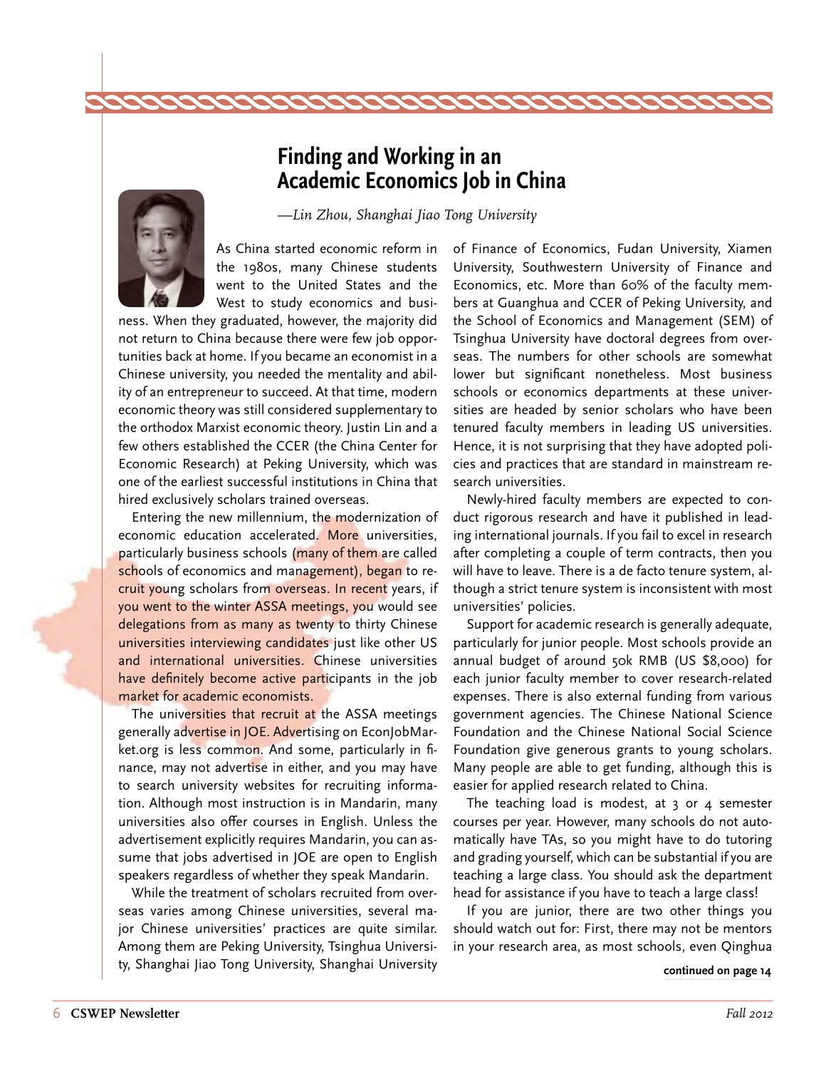## Finding and Working in an Academic Economics Job in China

*—Lin Zhou, Shanghai Jiao Tong University*

As China started economic reform in the 1980s, many Chinese students went to the United States and the West to study economics and business. When they graduated, however, the majority did not return to China because there were few job opportunities back at home. If you became an economist in a Chinese university, you needed the mentality and ability of an entrepreneur to succeed. At that time, modern economic theory was still considered supplementary to the orthodox Marxist economic theory. Justin Lin and a few others established the CCER (the China Center for Economic Research) at Peking University, which was one of the earliest successful institutions in China that hired exclusively scholars trained overseas.

Entering the new millennium, the modernization of economic education accelerated. More universities, particularly business schools (many of them are called schools of economics and management), began to recruit young scholars from overseas. In recent years, if you went to the winter ASSA meetings, you would see delegations from as many as twenty to thirty Chinese universities interviewing candidates just like other US and international universities. Chinese universities have definitely become active participants in the job market for academic economists.

The universities that recruit at the ASSA meetings generally advertise in JOE. Advertising on EconJobMarket.org is less common. And some, particularly in finance, may not advertise in either, and you may have to search university websites for recruiting information. Although most instruction is in Mandarin, many universities also offer courses in English. Unless the advertisement explicitly requires Mandarin, you can assume that jobs advertised in JOE are open to English speakers regardless of whether they speak Mandarin.

While the treatment of scholars recruited from overseas varies among Chinese universities, several major Chinese universities' practices are quite similar. Among them are Peking University, Tsinghua University, Shanghai Jiao Tong University, Shanghai University of Finance of Economics, Fudan University, Xiamen University, Southwestern University of Finance and Economics, etc. More than 60% of the faculty members at Guanghua and CCER of Peking University, and the School of Economics and Management (SEM) of Tsinghua University have doctoral degrees from overseas. The numbers for other schools are somewhat lower but significant nonetheless. Most business schools or economics departments at these universities are headed by senior scholars who have been tenured faculty members in leading US universities. Hence, it is not surprising that they have adopted policies and practices that are standard in mainstream research universities.

Newly-hired faculty members are expected to conduct rigorous research and have it published in leading international journals. If you fail to excel in research after completing a couple of term contracts, then you will have to leave. There is a de facto tenure system, although a strict tenure system is inconsistent with most universities' policies.

Support for academic research is generally adequate, particularly for junior people. Most schools provide an annual budget of around 50k RMB (US $8,000) for each junior faculty member to cover research-related expenses. There is also external funding from various government agencies. The Chinese National Science Foundation and the Chinese National Social Science Foundation give generous grants to young scholars. Many people are able to get funding, although this is easier for applied research related to China.

The teaching load is modest, at 3 or 4 semester courses per year. However, many schools do not automatically have TAs, so you might have to do tutoring and grading yourself, which can be substantial if you are teaching a large class. You should ask the department head for assistance if you have to teach a large class!

If you are junior, there are two other things you should watch out for: First, there may not be mentors in your research area, as most schools, even Qinghua

**continued on page 14**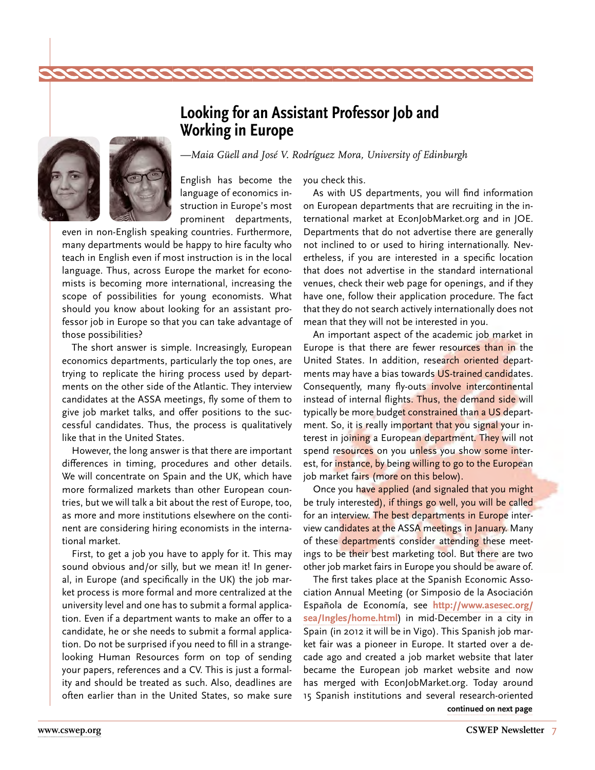# Looking for an Assistant Professor Job and Working in Europe

*—Maia Güell and José V. Rodríguez Mora, University of Edinburgh*

English has become the language of economics instruction in Europe's most prominent departments, even in non-English speaking countries. Furthermore, many departments would be happy to hire faculty who teach in English even if most instruction is in the local language. Thus, across Europe the market for economists is becoming more international, increasing the scope of possibilities for young economists. What should you know about looking for an assistant professor job in Europe so that you can take advantage of those possibilities?

The short answer is simple. Increasingly, European economics departments, particularly the top ones, are trying to replicate the hiring process used by departments on the other side of the Atlantic. They interview candidates at the ASSA meetings, fly some of them to give job market talks, and offer positions to the successful candidates. Thus, the process is qualitatively like that in the United States.

However, the long answer is that there are important differences in timing, procedures and other details. We will concentrate on Spain and the UK, which have more formalized markets than other European countries, but we will talk a bit about the rest of Europe, too, as more and more institutions elsewhere on the continent are considering hiring economists in the international market.

First, to get a job you have to apply for it. This may sound obvious and/or silly, but we mean it! In general, in Europe (and specifically in the UK) the job market process is more formal and more centralized at the university level and one has to submit a formal application. Even if a department wants to make an offer to a candidate, he or she needs to submit a formal application. Do not be surprised if you need to fill in a strange-looking Human Resources form on top of sending your papers, references and a CV. This is just a formality and should be treated as such. Also, deadlines are often earlier than in the United States, so make sure you check this.

As with US departments, you will find information on European departments that are recruiting in the international market at EconJobMarket.org and in JOE. Departments that do not advertise there are generally not inclined to or used to hiring internationally. Nevertheless, if you are interested in a specific location that does not advertise in the standard international venues, check their web page for openings, and if they have one, follow their application procedure. The fact that they do not search actively internationally does not mean that they will not be interested in you.

An important aspect of the academic job market in Europe is that there are fewer resources than in the United States. In addition, research oriented departments may have a bias towards US-trained candidates. Consequently, many fly-outs involve intercontinental instead of internal flights. Thus, the demand side will typically be more budget constrained than a US department. So, it is really important that you signal your interest in joining a European department. They will not spend resources on you unless you show some interest, for instance, by being willing to go to the European job market fairs (more on this below).

Once you have applied (and signaled that you might be truly interested), if things go well, you will be called for an interview. The best departments in Europe interview candidates at the ASSA meetings in January. Many of these departments consider attending these meetings to be their best marketing tool. But there are two other job market fairs in Europe you should be aware of.

The first takes place at the Spanish Economic Association Annual Meeting (or Simposio de la Asociación Española de Economía, see **http://www.asesec.org/sea/Ingles/home.html**) in mid-December in a city in Spain (in 2012 it will be in Vigo). This Spanish job market fair was a pioneer in Europe. It started over a decade ago and created a job market website that later became the European job market website and now has merged with EconJobMarket.org. Today around 15 Spanish institutions and several research-oriented

**continued on next page**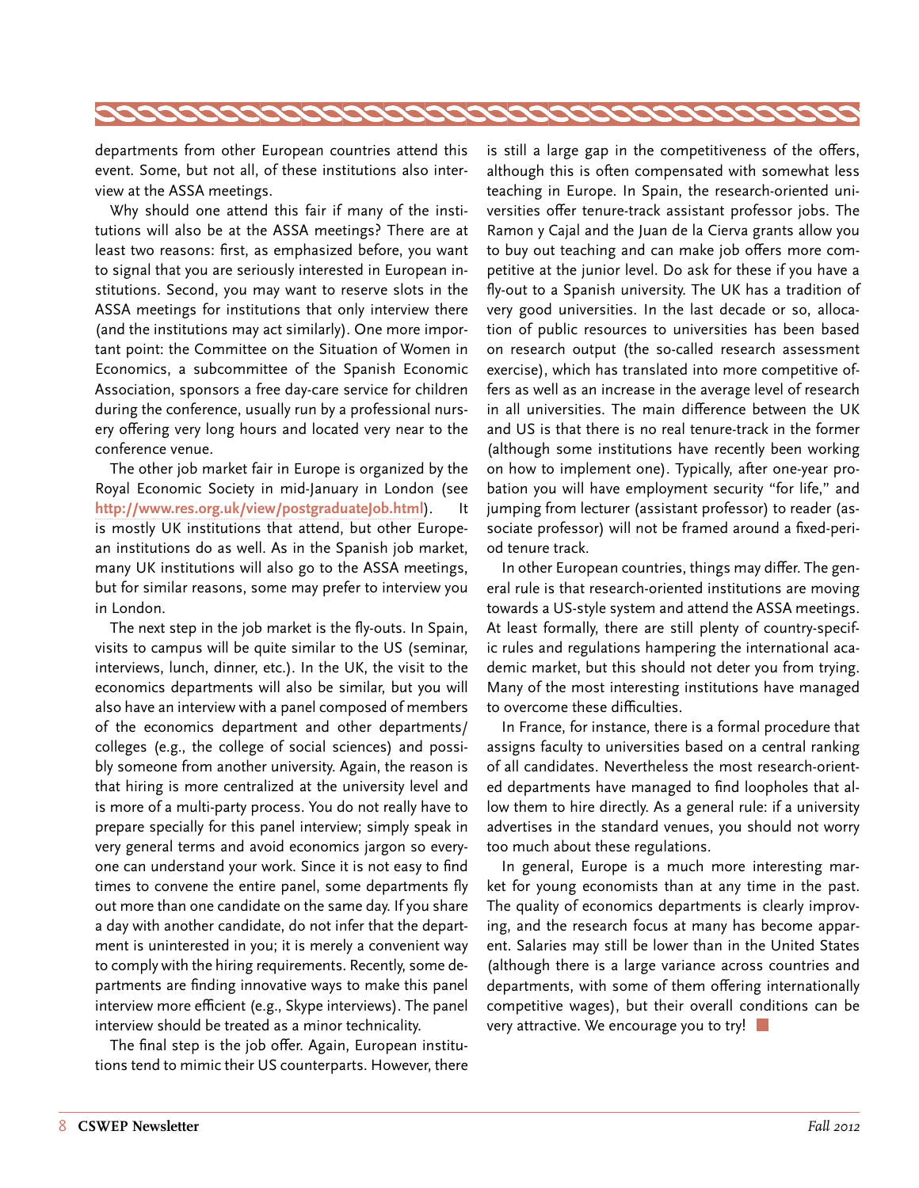departments from other European countries attend this event. Some, but not all, of these institutions also interview at the ASSA meetings.

Why should one attend this fair if many of the institutions will also be at the ASSA meetings? There are at least two reasons: first, as emphasized before, you want to signal that you are seriously interested in European institutions. Second, you may want to reserve slots in the ASSA meetings for institutions that only interview there (and the institutions may act similarly). One more important point: the Committee on the Situation of Women in Economics, a subcommittee of the Spanish Economic Association, sponsors a free day-care service for children during the conference, usually run by a professional nursery offering very long hours and located very near to the conference venue.

The other job market fair in Europe is organized by the Royal Economic Society in mid-January in London (see **http://www.res.org.uk/view/postgraduateJob.html**). It is mostly UK institutions that attend, but other European institutions do as well. As in the Spanish job market, many UK institutions will also go to the ASSA meetings, but for similar reasons, some may prefer to interview you in London.

The next step in the job market is the fly-outs. In Spain, visits to campus will be quite similar to the US (seminar, interviews, lunch, dinner, etc.). In the UK, the visit to the economics departments will also be similar, but you will also have an interview with a panel composed of members of the economics department and other departments/colleges (e.g., the college of social sciences) and possibly someone from another university. Again, the reason is that hiring is more centralized at the university level and is more of a multi-party process. You do not really have to prepare specially for this panel interview; simply speak in very general terms and avoid economics jargon so everyone can understand your work. Since it is not easy to find times to convene the entire panel, some departments fly out more than one candidate on the same day. If you share a day with another candidate, do not infer that the department is uninterested in you; it is merely a convenient way to comply with the hiring requirements. Recently, some departments are finding innovative ways to make this panel interview more efficient (e.g., Skype interviews). The panel interview should be treated as a minor technicality.

The final step is the job offer. Again, European institutions tend to mimic their US counterparts. However, there is still a large gap in the competitiveness of the offers, although this is often compensated with somewhat less teaching in Europe. In Spain, the research-oriented universities offer tenure-track assistant professor jobs. The Ramon y Cajal and the Juan de la Cierva grants allow you to buy out teaching and can make job offers more competitive at the junior level. Do ask for these if you have a fly-out to a Spanish university. The UK has a tradition of very good universities. In the last decade or so, allocation of public resources to universities has been based on research output (the so-called research assessment exercise), which has translated into more competitive offers as well as an increase in the average level of research in all universities. The main difference between the UK and US is that there is no real tenure-track in the former (although some institutions have recently been working on how to implement one). Typically, after one-year probation you will have employment security "for life," and jumping from lecturer (assistant professor) to reader (associate professor) will not be framed around a fixed-period tenure track.

In other European countries, things may differ. The general rule is that research-oriented institutions are moving towards a US-style system and attend the ASSA meetings. At least formally, there are still plenty of country-specific rules and regulations hampering the international academic market, but this should not deter you from trying. Many of the most interesting institutions have managed to overcome these difficulties.

In France, for instance, there is a formal procedure that assigns faculty to universities based on a central ranking of all candidates. Nevertheless the most research-oriented departments have managed to find loopholes that allow them to hire directly. As a general rule: if a university advertises in the standard venues, you should not worry too much about these regulations.

In general, Europe is a much more interesting market for young economists than at any time in the past. The quality of economics departments is clearly improving, and the research focus at many has become apparent. Salaries may still be lower than in the United States (although there is a large variance across countries and departments, with some of them offering internationally competitive wages), but their overall conditions can be very attractive. We encourage you to try!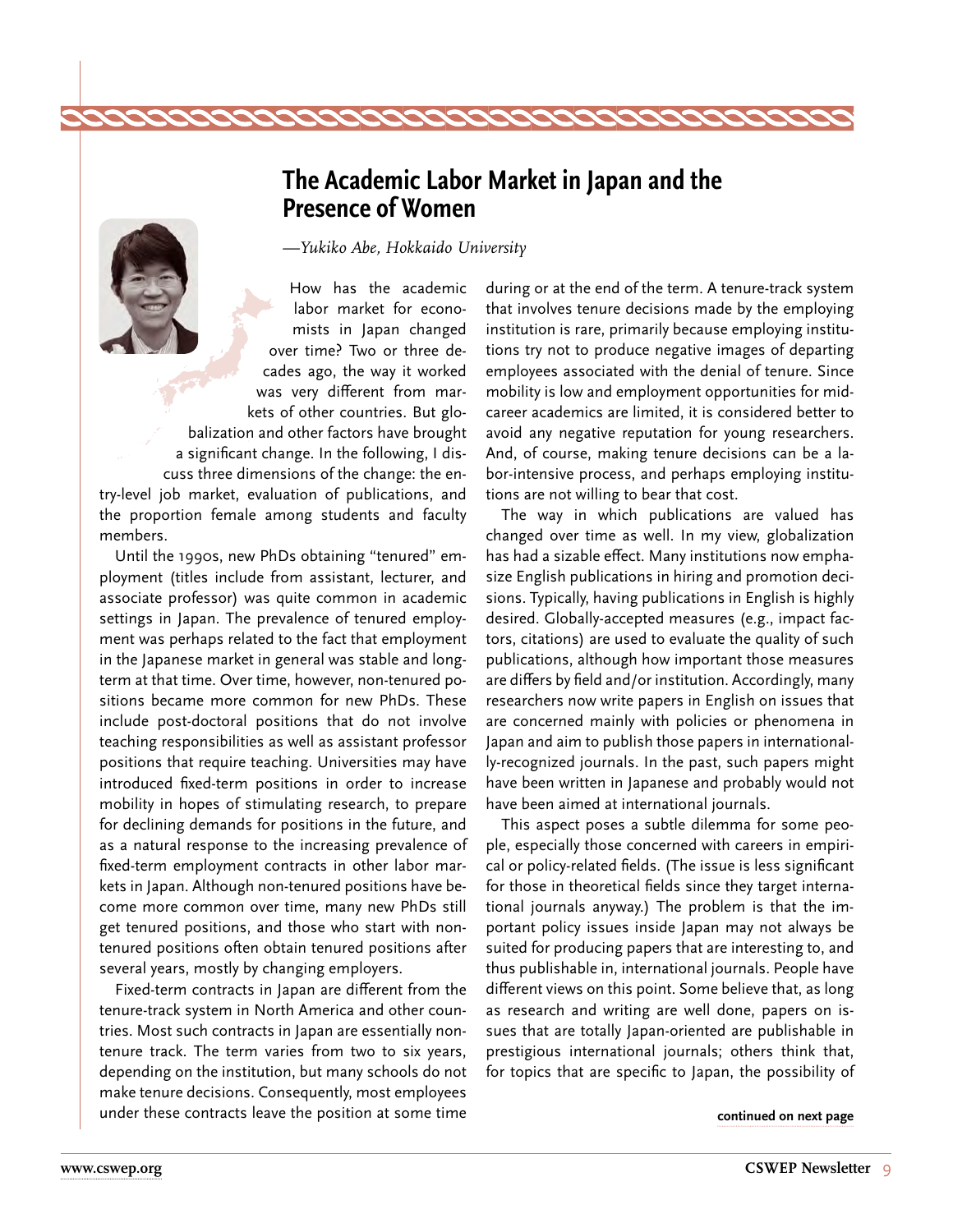# The Academic Labor Market in Japan and the Presence of Women

*—Yukiko Abe, Hokkaido University*

How has the academic labor market for economists in Japan changed over time? Two or three decades ago, the way it worked was very different from markets of other countries. But globalization and other factors have brought a significant change. In the following, I discuss three dimensions of the change: the entry-level job market, evaluation of publications, and the proportion female among students and faculty members.

Until the 1990s, new PhDs obtaining "tenured" employment (titles include from assistant, lecturer, and associate professor) was quite common in academic settings in Japan. The prevalence of tenured employment was perhaps related to the fact that employment in the Japanese market in general was stable and long-term at that time. Over time, however, non-tenured positions became more common for new PhDs. These include post-doctoral positions that do not involve teaching responsibilities as well as assistant professor positions that require teaching. Universities may have introduced fixed-term positions in order to increase mobility in hopes of stimulating research, to prepare for declining demands for positions in the future, and as a natural response to the increasing prevalence of fixed-term employment contracts in other labor markets in Japan. Although non-tenured positions have become more common over time, many new PhDs still get tenured positions, and those who start with non-tenured positions often obtain tenured positions after several years, mostly by changing employers.

Fixed-term contracts in Japan are different from the tenure-track system in North America and other countries. Most such contracts in Japan are essentially non-tenure track. The term varies from two to six years, depending on the institution, but many schools do not make tenure decisions. Consequently, most employees under these contracts leave the position at some time during or at the end of the term. A tenure-track system that involves tenure decisions made by the employing institution is rare, primarily because employing institutions try not to produce negative images of departing employees associated with the denial of tenure. Since mobility is low and employment opportunities for mid-career academics are limited, it is considered better to avoid any negative reputation for young researchers. And, of course, making tenure decisions can be a labor-intensive process, and perhaps employing institutions are not willing to bear that cost.

The way in which publications are valued has changed over time as well. In my view, globalization has had a sizable effect. Many institutions now emphasize English publications in hiring and promotion decisions. Typically, having publications in English is highly desired. Globally-accepted measures (e.g., impact factors, citations) are used to evaluate the quality of such publications, although how important those measures are differs by field and/or institution. Accordingly, many researchers now write papers in English on issues that are concerned mainly with policies or phenomena in Japan and aim to publish those papers in internationally-recognized journals. In the past, such papers might have been written in Japanese and probably would not have been aimed at international journals.

This aspect poses a subtle dilemma for some people, especially those concerned with careers in empirical or policy-related fields. (The issue is less significant for those in theoretical fields since they target international journals anyway.) The problem is that the important policy issues inside Japan may not always be suited for producing papers that are interesting to, and thus publishable in, international journals. People have different views on this point. Some believe that, as long as research and writing are well done, papers on issues that are totally Japan-oriented are publishable in prestigious international journals; others think that, for topics that are specific to Japan, the possibility of

**continued on next page**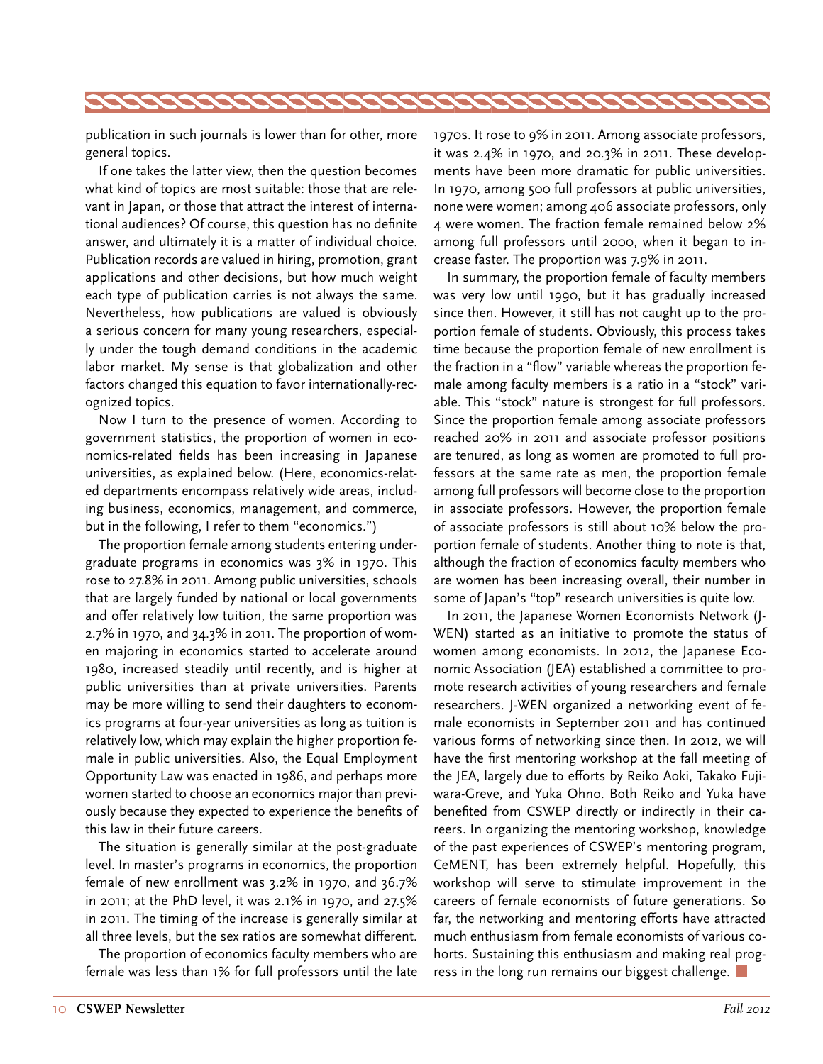publication in such journals is lower than for other, more general topics.

If one takes the latter view, then the question becomes what kind of topics are most suitable: those that are relevant in Japan, or those that attract the interest of international audiences? Of course, this question has no definite answer, and ultimately it is a matter of individual choice. Publication records are valued in hiring, promotion, grant applications and other decisions, but how much weight each type of publication carries is not always the same. Nevertheless, how publications are valued is obviously a serious concern for many young researchers, especially under the tough demand conditions in the academic labor market. My sense is that globalization and other factors changed this equation to favor internationally-recognized topics.

Now I turn to the presence of women. According to government statistics, the proportion of women in economics-related fields has been increasing in Japanese universities, as explained below. (Here, economics-related departments encompass relatively wide areas, including business, economics, management, and commerce, but in the following, I refer to them "economics.")

The proportion female among students entering undergraduate programs in economics was 3% in 1970. This rose to 27.8% in 2011. Among public universities, schools that are largely funded by national or local governments and offer relatively low tuition, the same proportion was 2.7% in 1970, and 34.3% in 2011. The proportion of women majoring in economics started to accelerate around 1980, increased steadily until recently, and is higher at public universities than at private universities. Parents may be more willing to send their daughters to economics programs at four-year universities as long as tuition is relatively low, which may explain the higher proportion female in public universities. Also, the Equal Employment Opportunity Law was enacted in 1986, and perhaps more women started to choose an economics major than previously because they expected to experience the benefits of this law in their future careers.

The situation is generally similar at the post-graduate level. In master's programs in economics, the proportion female of new enrollment was 3.2% in 1970, and 36.7% in 2011; at the PhD level, it was 2.1% in 1970, and 27.5% in 2011. The timing of the increase is generally similar at all three levels, but the sex ratios are somewhat different.

The proportion of economics faculty members who are female was less than 1% for full professors until the late 1970s. It rose to 9% in 2011. Among associate professors, it was 2.4% in 1970, and 20.3% in 2011. These developments have been more dramatic for public universities. In 1970, among 500 full professors at public universities, none were women; among 406 associate professors, only 4 were women. The fraction female remained below 2% among full professors until 2000, when it began to increase faster. The proportion was 7.9% in 2011.

In summary, the proportion female of faculty members was very low until 1990, but it has gradually increased since then. However, it still has not caught up to the proportion female of students. Obviously, this process takes time because the proportion female of new enrollment is the fraction in a "flow" variable whereas the proportion female among faculty members is a ratio in a "stock" variable. This "stock" nature is strongest for full professors. Since the proportion female among associate professors reached 20% in 2011 and associate professor positions are tenured, as long as women are promoted to full professors at the same rate as men, the proportion female among full professors will become close to the proportion in associate professors. However, the proportion female of associate professors is still about 10% below the proportion female of students. Another thing to note is that, although the fraction of economics faculty members who are women has been increasing overall, their number in some of Japan's "top" research universities is quite low.

In 2011, the Japanese Women Economists Network (J-WEN) started as an initiative to promote the status of women among economists. In 2012, the Japanese Economic Association (JEA) established a committee to promote research activities of young researchers and female researchers. J-WEN organized a networking event of female economists in September 2011 and has continued various forms of networking since then. In 2012, we will have the first mentoring workshop at the fall meeting of the JEA, largely due to efforts by Reiko Aoki, Takako Fujiwara-Greve, and Yuka Ohno. Both Reiko and Yuka have benefited from CSWEP directly or indirectly in their careers. In organizing the mentoring workshop, knowledge of the past experiences of CSWEP's mentoring program, CeMENT, has been extremely helpful. Hopefully, this workshop will serve to stimulate improvement in the careers of female economists of future generations. So far, the networking and mentoring efforts have attracted much enthusiasm from female economists of various cohorts. Sustaining this enthusiasm and making real progress in the long run remains our biggest challenge. ■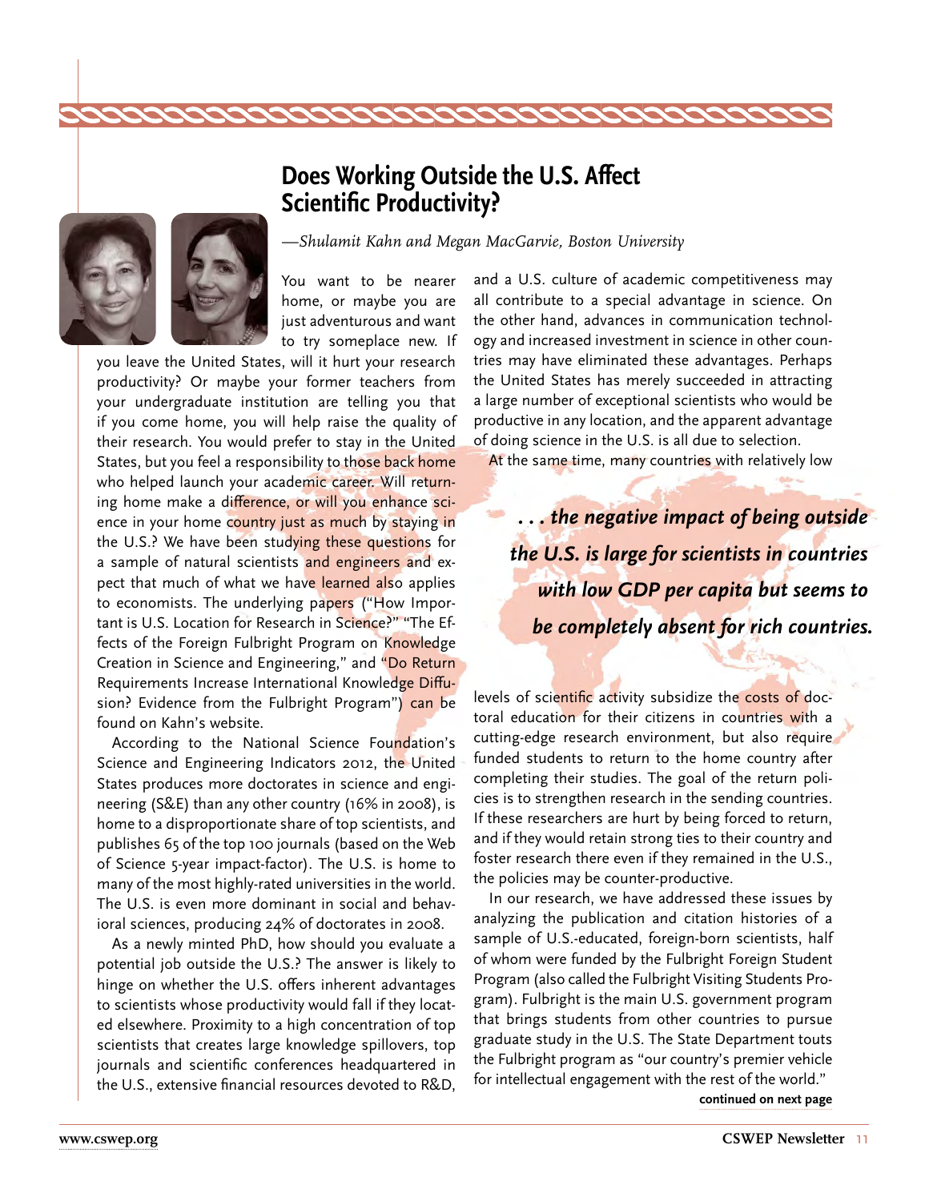# Does Working Outside the U.S. Affect Scientific Productivity?

*—Shulamit Kahn and Megan MacGarvie, Boston University*

You want to be nearer home, or maybe you are just adventurous and want to try someplace new. If you leave the United States, will it hurt your research productivity? Or maybe your former teachers from your undergraduate institution are telling you that if you come home, you will help raise the quality of their research. You would prefer to stay in the United States, but you feel a responsibility to those back home who helped launch your academic career. Will returning home make a difference, or will you enhance science in your home country just as much by staying in the U.S.? We have been studying these questions for a sample of natural scientists and engineers and expect that much of what we have learned also applies to economists. The underlying papers ("How Important is U.S. Location for Research in Science?" "The Effects of the Foreign Fulbright Program on Knowledge Creation in Science and Engineering," and "Do Return Requirements Increase International Knowledge Diffusion? Evidence from the Fulbright Program") can be found on Kahn's website.

According to the National Science Foundation's Science and Engineering Indicators 2012, the United States produces more doctorates in science and engineering (S&E) than any other country (16% in 2008), is home to a disproportionate share of top scientists, and publishes 65 of the top 100 journals (based on the Web of Science 5-year impact-factor). The U.S. is home to many of the most highly-rated universities in the world. The U.S. is even more dominant in social and behavioral sciences, producing 24% of doctorates in 2008.

As a newly minted PhD, how should you evaluate a potential job outside the U.S.? The answer is likely to hinge on whether the U.S. offers inherent advantages to scientists whose productivity would fall if they located elsewhere. Proximity to a high concentration of top scientists that creates large knowledge spillovers, top journals and scientific conferences headquartered in the U.S., extensive financial resources devoted to R&D, and a U.S. culture of academic competitiveness may all contribute to a special advantage in science. On the other hand, advances in communication technology and increased investment in science in other countries may have eliminated these advantages. Perhaps the United States has merely succeeded in attracting a large number of exceptional scientists who would be productive in any location, and the apparent advantage of doing science in the U.S. is all due to selection.

At the same time, many countries with relatively low levels of scientific activity subsidize the costs of doctoral education for their citizens in countries with a cutting-edge research environment, but also require funded students to return to the home country after completing their studies. The goal of the return policies is to strengthen research in the sending countries. If these researchers are hurt by being forced to return, and if they would retain strong ties to their country and foster research there even if they remained in the U.S., the policies may be counter-productive.

***. . . the negative impact of being outside the U.S. is large for scientists in countries with low GDP per capita but seems to be completely absent for rich countries.***

In our research, we have addressed these issues by analyzing the publication and citation histories of a sample of U.S.-educated, foreign-born scientists, half of whom were funded by the Fulbright Foreign Student Program (also called the Fulbright Visiting Students Program). Fulbright is the main U.S. government program that brings students from other countries to pursue graduate study in the U.S. The State Department touts the Fulbright program as "our country's premier vehicle for intellectual engagement with the rest of the world."

**continued on next page**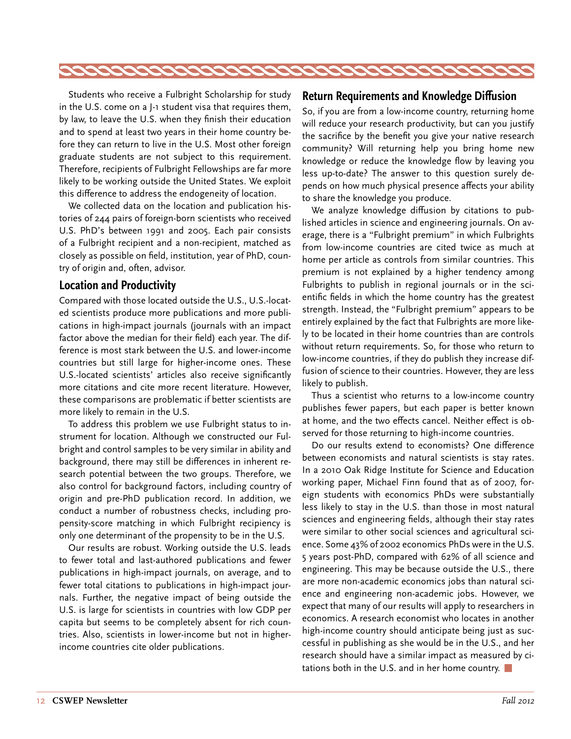Students who receive a Fulbright Scholarship for study in the U.S. come on a J-1 student visa that requires them, by law, to leave the U.S. when they finish their education and to spend at least two years in their home country before they can return to live in the U.S. Most other foreign graduate students are not subject to this requirement. Therefore, recipients of Fulbright Fellowships are far more likely to be working outside the United States. We exploit this difference to address the endogeneity of location.

We collected data on the location and publication histories of 244 pairs of foreign-born scientists who received U.S. PhD's between 1991 and 2005. Each pair consists of a Fulbright recipient and a non-recipient, matched as closely as possible on field, institution, year of PhD, country of origin and, often, advisor.

## Location and Productivity

Compared with those located outside the U.S., U.S.-located scientists produce more publications and more publications in high-impact journals (journals with an impact factor above the median for their field) each year. The difference is most stark between the U.S. and lower-income countries but still large for higher-income ones. These U.S.-located scientists' articles also receive significantly more citations and cite more recent literature. However, these comparisons are problematic if better scientists are more likely to remain in the U.S.

To address this problem we use Fulbright status to instrument for location. Although we constructed our Fulbright and control samples to be very similar in ability and background, there may still be differences in inherent research potential between the two groups. Therefore, we also control for background factors, including country of origin and pre-PhD publication record. In addition, we conduct a number of robustness checks, including propensity-score matching in which Fulbright recipiency is only one determinant of the propensity to be in the U.S.

Our results are robust. Working outside the U.S. leads to fewer total and last-authored publications and fewer publications in high-impact journals, on average, and to fewer total citations to publications in high-impact journals. Further, the negative impact of being outside the U.S. is large for scientists in countries with low GDP per capita but seems to be completely absent for rich countries. Also, scientists in lower-income but not in higher-income countries cite older publications.

## Return Requirements and Knowledge Diffusion

So, if you are from a low-income country, returning home will reduce your research productivity, but can you justify the sacrifice by the benefit you give your native research community? Will returning help you bring home new knowledge or reduce the knowledge flow by leaving you less up-to-date? The answer to this question surely depends on how much physical presence affects your ability to share the knowledge you produce.

We analyze knowledge diffusion by citations to published articles in science and engineering journals. On average, there is a "Fulbright premium" in which Fulbrights from low-income countries are cited twice as much at home per article as controls from similar countries. This premium is not explained by a higher tendency among Fulbrights to publish in regional journals or in the scientific fields in which the home country has the greatest strength. Instead, the "Fulbright premium" appears to be entirely explained by the fact that Fulbrights are more likely to be located in their home countries than are controls without return requirements. So, for those who return to low-income countries, if they do publish they increase diffusion of science to their countries. However, they are less likely to publish.

Thus a scientist who returns to a low-income country publishes fewer papers, but each paper is better known at home, and the two effects cancel. Neither effect is observed for those returning to high-income countries.

Do our results extend to economists? One difference between economists and natural scientists is stay rates. In a 2010 Oak Ridge Institute for Science and Education working paper, Michael Finn found that as of 2007, foreign students with economics PhDs were substantially less likely to stay in the U.S. than those in most natural sciences and engineering fields, although their stay rates were similar to other social sciences and agricultural science. Some 43% of 2002 economics PhDs were in the U.S. 5 years post-PhD, compared with 62% of all science and engineering. This may be because outside the U.S., there are more non-academic economics jobs than natural science and engineering non-academic jobs. However, we expect that many of our results will apply to researchers in economics. A research economist who locates in another high-income country should anticipate being just as successful in publishing as she would be in the U.S., and her research should have a similar impact as measured by citations both in the U.S. and in her home country. ■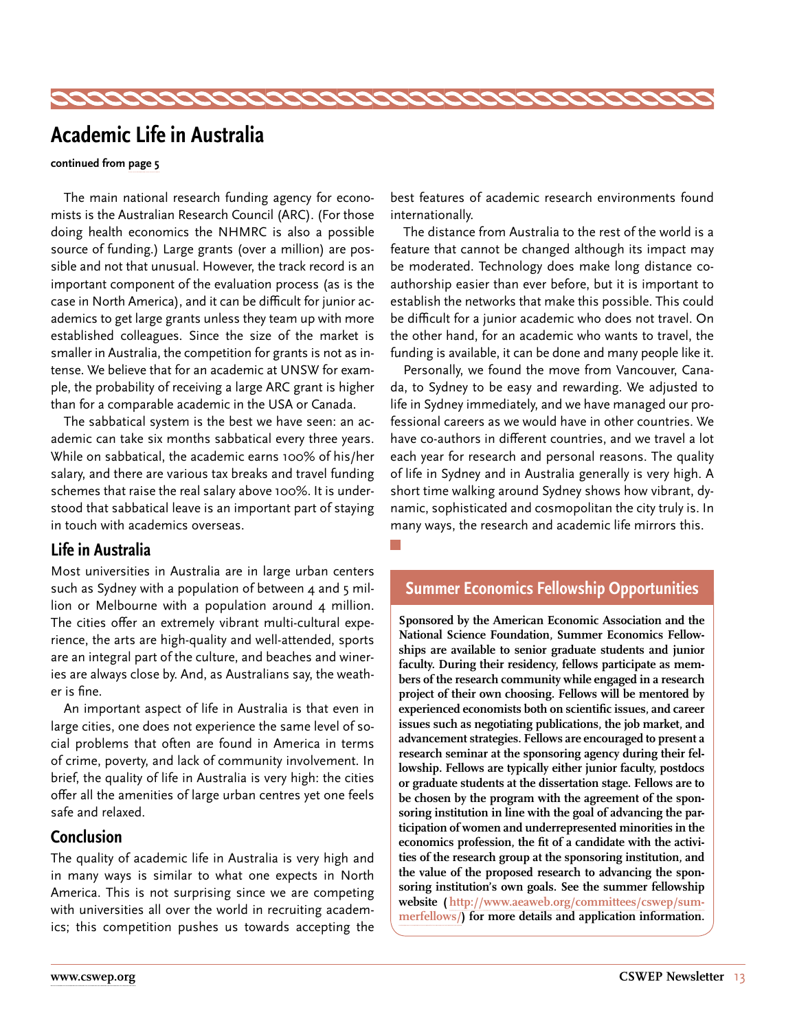# Academic Life in Australia

**continued from page 5**

The main national research funding agency for economists is the Australian Research Council (ARC). (For those doing health economics the NHMRC is also a possible source of funding.) Large grants (over a million) are possible and not that unusual. However, the track record is an important component of the evaluation process (as is the case in North America), and it can be difficult for junior academics to get large grants unless they team up with more established colleagues. Since the size of the market is smaller in Australia, the competition for grants is not as intense. We believe that for an academic at UNSW for example, the probability of receiving a large ARC grant is higher than for a comparable academic in the USA or Canada.

The sabbatical system is the best we have seen: an academic can take six months sabbatical every three years. While on sabbatical, the academic earns 100% of his/her salary, and there are various tax breaks and travel funding schemes that raise the real salary above 100%. It is understood that sabbatical leave is an important part of staying in touch with academics overseas.

## Life in Australia

Most universities in Australia are in large urban centers such as Sydney with a population of between 4 and 5 million or Melbourne with a population around 4 million. The cities offer an extremely vibrant multi-cultural experience, the arts are high-quality and well-attended, sports are an integral part of the culture, and beaches and wineries are always close by. And, as Australians say, the weather is fine.

An important aspect of life in Australia is that even in large cities, one does not experience the same level of social problems that often are found in America in terms of crime, poverty, and lack of community involvement. In brief, the quality of life in Australia is very high: the cities offer all the amenities of large urban centres yet one feels safe and relaxed.

## Conclusion

The quality of academic life in Australia is very high and in many ways is similar to what one expects in North America. This is not surprising since we are competing with universities all over the world in recruiting academics; this competition pushes us towards accepting the best features of academic research environments found internationally.

The distance from Australia to the rest of the world is a feature that cannot be changed although its impact may be moderated. Technology does make long distance co-authorship easier than ever before, but it is important to establish the networks that make this possible. This could be difficult for a junior academic who does not travel. On the other hand, for an academic who wants to travel, the funding is available, it can be done and many people like it.

Personally, we found the move from Vancouver, Canada, to Sydney to be easy and rewarding. We adjusted to life in Sydney immediately, and we have managed our professional careers as we would have in other countries. We have co-authors in different countries, and we travel a lot each year for research and personal reasons. The quality of life in Sydney and in Australia generally is very high. A short time walking around Sydney shows how vibrant, dynamic, sophisticated and cosmopolitan the city truly is. In many ways, the research and academic life mirrors this.

## Summer Economics Fellowship Opportunities

**Sponsored by the American Economic Association and the National Science Foundation, Summer Economics Fellowships are available to senior graduate students and junior faculty. During their residency, fellows participate as members of the research community while engaged in a research project of their own choosing. Fellows will be mentored by experienced economists both on scientific issues, and career issues such as negotiating publications, the job market, and advancement strategies. Fellows are encouraged to present a research seminar at the sponsoring agency during their fellowship. Fellows are typically either junior faculty, postdocs or graduate students at the dissertation stage. Fellows are to be chosen by the program with the agreement of the sponsoring institution in line with the goal of advancing the participation of women and underrepresented minorities in the economics profession, the fit of a candidate with the activities of the research group at the sponsoring institution, and the value of the proposed research to advancing the sponsoring institution's own goals. See the summer fellowship website (http://www.aeaweb.org/committees/cswep/summerfellows/) for more details and application information.**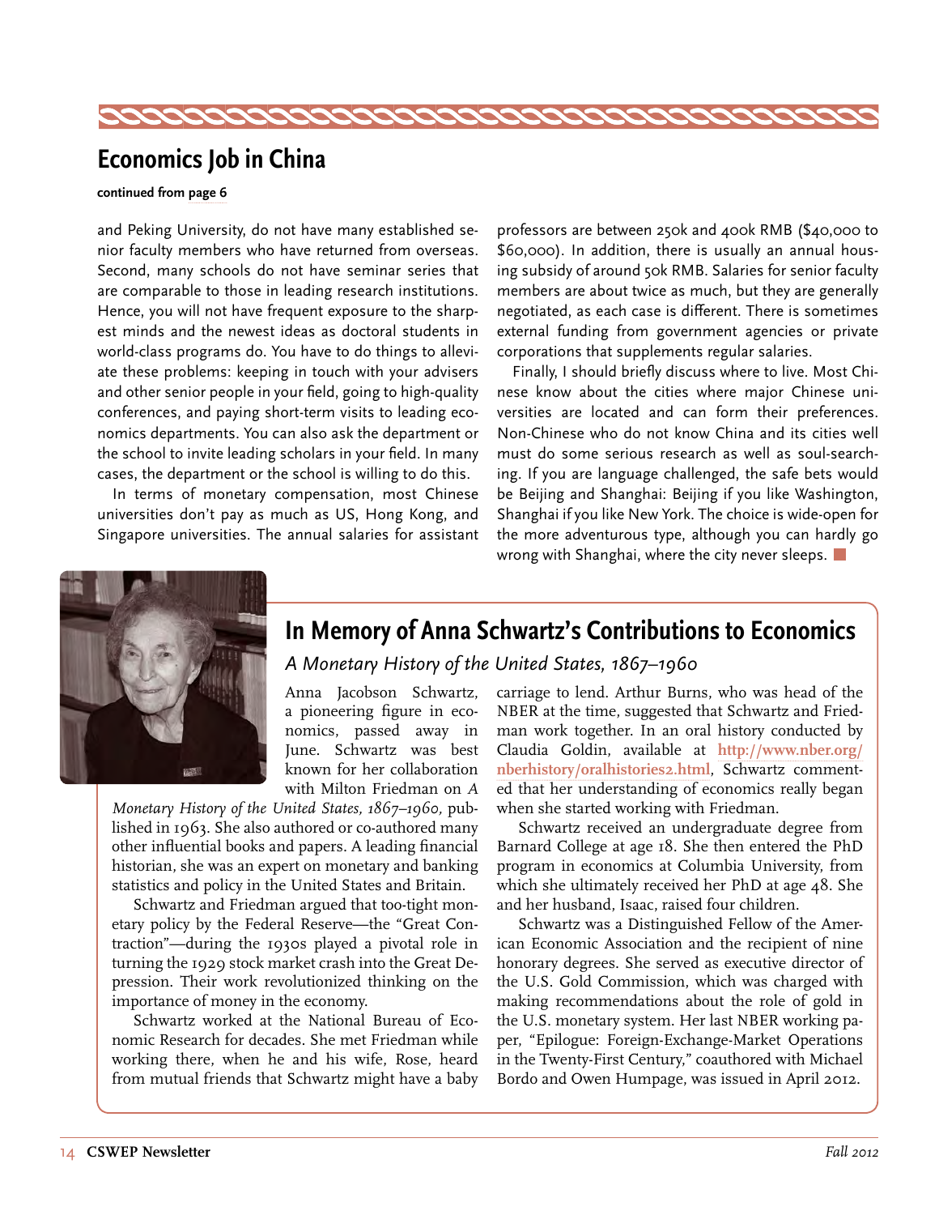## Economics Job in China

**continued from page 6**

and Peking University, do not have many established senior faculty members who have returned from overseas. Second, many schools do not have seminar series that are comparable to those in leading research institutions. Hence, you will not have frequent exposure to the sharpest minds and the newest ideas as doctoral students in world-class programs do. You have to do things to alleviate these problems: keeping in touch with your advisers and other senior people in your field, going to high-quality conferences, and paying short-term visits to leading economics departments. You can also ask the department or the school to invite leading scholars in your field. In many cases, the department or the school is willing to do this.

In terms of monetary compensation, most Chinese universities don't pay as much as US, Hong Kong, and Singapore universities. The annual salaries for assistant professors are between 250k and 400k RMB ($40,000 to $60,000). In addition, there is usually an annual housing subsidy of around 50k RMB. Salaries for senior faculty members are about twice as much, but they are generally negotiated, as each case is different. There is sometimes external funding from government agencies or private corporations that supplements regular salaries.

Finally, I should briefly discuss where to live. Most Chinese know about the cities where major Chinese universities are located and can form their preferences. Non-Chinese who do not know China and its cities well must do some serious research as well as soul-searching. If you are language challenged, the safe bets would be Beijing and Shanghai: Beijing if you like Washington, Shanghai if you like New York. The choice is wide-open for the more adventurous type, although you can hardly go wrong with Shanghai, where the city never sleeps.

## In Memory of Anna Schwartz's Contributions to Economics

### *A Monetary History of the United States, 1867–1960*

Anna Jacobson Schwartz, a pioneering figure in economics, passed away in June. Schwartz was best known for her collaboration with Milton Friedman on *A Monetary History of the United States, 1867–1960*, published in 1963. She also authored or co-authored many other influential books and papers. A leading financial historian, she was an expert on monetary and banking statistics and policy in the United States and Britain.

Schwartz and Friedman argued that too-tight monetary policy by the Federal Reserve—the "Great Contraction"—during the 1930s played a pivotal role in turning the 1929 stock market crash into the Great Depression. Their work revolutionized thinking on the importance of money in the economy.

Schwartz worked at the National Bureau of Economic Research for decades. She met Friedman while working there, when he and his wife, Rose, heard from mutual friends that Schwartz might have a baby carriage to lend. Arthur Burns, who was head of the NBER at the time, suggested that Schwartz and Friedman work together. In an oral history conducted by Claudia Goldin, available at **http://www.nber.org/nberhistory/oralhistories2.html**, Schwartz commented that her understanding of economics really began when she started working with Friedman.

Schwartz received an undergraduate degree from Barnard College at age 18. She then entered the PhD program in economics at Columbia University, from which she ultimately received her PhD at age 48. She and her husband, Isaac, raised four children.

Schwartz was a Distinguished Fellow of the American Economic Association and the recipient of nine honorary degrees. She served as executive director of the U.S. Gold Commission, which was charged with making recommendations about the role of gold in the U.S. monetary system. Her last NBER working paper, "Epilogue: Foreign-Exchange-Market Operations in the Twenty-First Century," coauthored with Michael Bordo and Owen Humpage, was issued in April 2012.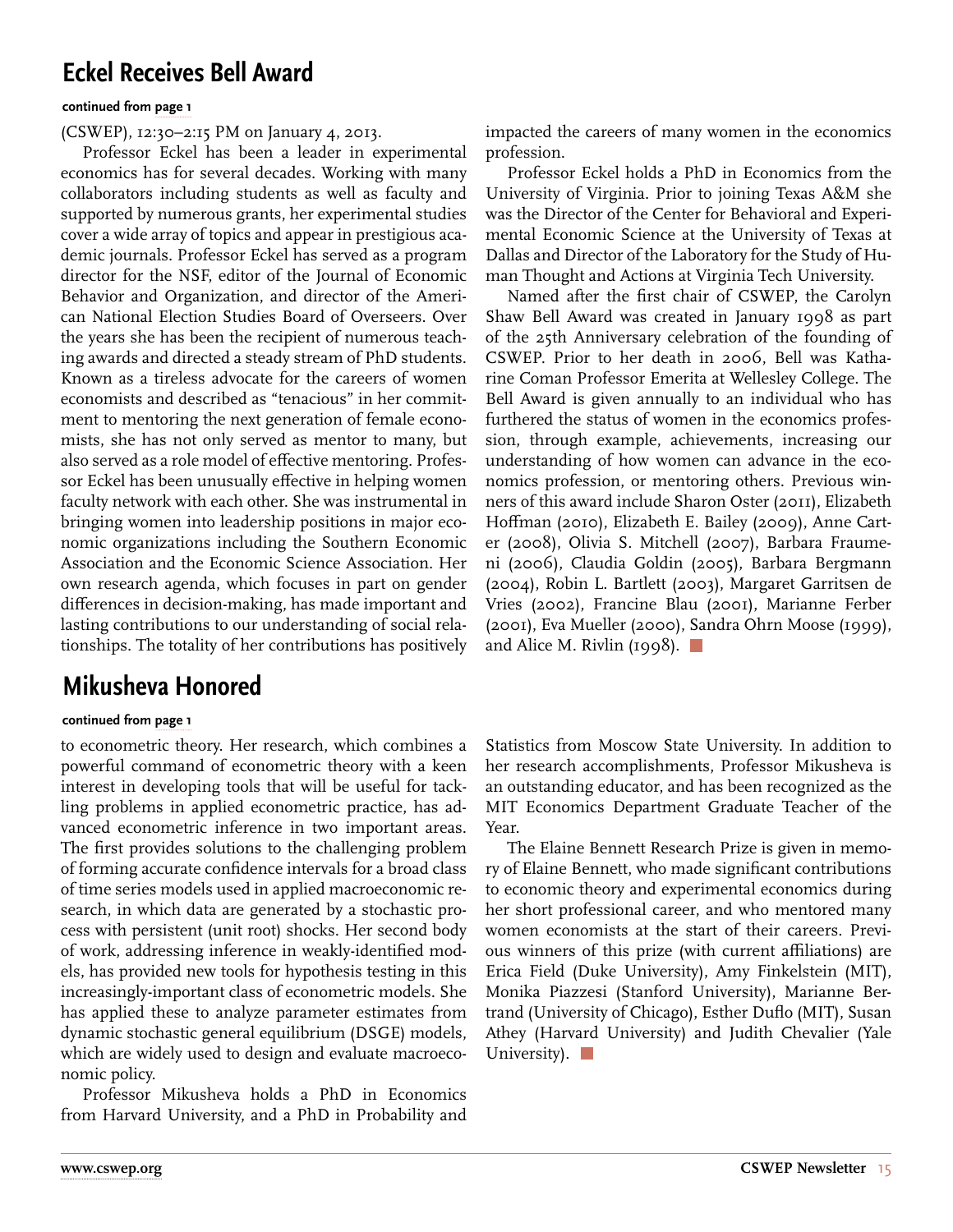## Eckel Receives Bell Award

**continued from page 1**

(CSWEP), 12:30–2:15 PM on January 4, 2013.

Professor Eckel has been a leader in experimental economics has for several decades. Working with many collaborators including students as well as faculty and supported by numerous grants, her experimental studies cover a wide array of topics and appear in prestigious academic journals. Professor Eckel has served as a program director for the NSF, editor of the Journal of Economic Behavior and Organization, and director of the American National Election Studies Board of Overseers. Over the years she has been the recipient of numerous teaching awards and directed a steady stream of PhD students. Known as a tireless advocate for the careers of women economists and described as "tenacious" in her commitment to mentoring the next generation of female economists, she has not only served as mentor to many, but also served as a role model of effective mentoring. Professor Eckel has been unusually effective in helping women faculty network with each other. She was instrumental in bringing women into leadership positions in major economic organizations including the Southern Economic Association and the Economic Science Association. Her own research agenda, which focuses in part on gender differences in decision-making, has made important and lasting contributions to our understanding of social relationships. The totality of her contributions has positively impacted the careers of many women in the economics profession.

Professor Eckel holds a PhD in Economics from the University of Virginia. Prior to joining Texas A&M she was the Director of the Center for Behavioral and Experimental Economic Science at the University of Texas at Dallas and Director of the Laboratory for the Study of Human Thought and Actions at Virginia Tech University.

Named after the first chair of CSWEP, the Carolyn Shaw Bell Award was created in January 1998 as part of the 25th Anniversary celebration of the founding of CSWEP. Prior to her death in 2006, Bell was Katharine Coman Professor Emerita at Wellesley College. The Bell Award is given annually to an individual who has furthered the status of women in the economics profession, through example, achievements, increasing our understanding of how women can advance in the economics profession, or mentoring others. Previous winners of this award include Sharon Oster (2011), Elizabeth Hoffman (2010), Elizabeth E. Bailey (2009), Anne Carter (2008), Olivia S. Mitchell (2007), Barbara Fraumeni (2006), Claudia Goldin (2005), Barbara Bergmann (2004), Robin L. Bartlett (2003), Margaret Garritsen de Vries (2002), Francine Blau (2001), Marianne Ferber (2001), Eva Mueller (2000), Sandra Ohrn Moose (1999), and Alice M. Rivlin (1998).

## Mikusheva Honored

**continued from page 1**

to econometric theory. Her research, which combines a powerful command of econometric theory with a keen interest in developing tools that will be useful for tackling problems in applied econometric practice, has advanced econometric inference in two important areas. The first provides solutions to the challenging problem of forming accurate confidence intervals for a broad class of time series models used in applied macroeconomic research, in which data are generated by a stochastic process with persistent (unit root) shocks. Her second body of work, addressing inference in weakly-identified models, has provided new tools for hypothesis testing in this increasingly-important class of econometric models. She has applied these to analyze parameter estimates from dynamic stochastic general equilibrium (DSGE) models, which are widely used to design and evaluate macroeconomic policy.

Professor Mikusheva holds a PhD in Economics from Harvard University, and a PhD in Probability and Statistics from Moscow State University. In addition to her research accomplishments, Professor Mikusheva is an outstanding educator, and has been recognized as the MIT Economics Department Graduate Teacher of the Year.

The Elaine Bennett Research Prize is given in memory of Elaine Bennett, who made significant contributions to economic theory and experimental economics during her short professional career, and who mentored many women economists at the start of their careers. Previous winners of this prize (with current affiliations) are Erica Field (Duke University), Amy Finkelstein (MIT), Monika Piazzesi (Stanford University), Marianne Bertrand (University of Chicago), Esther Duflo (MIT), Susan Athey (Harvard University) and Judith Chevalier (Yale University).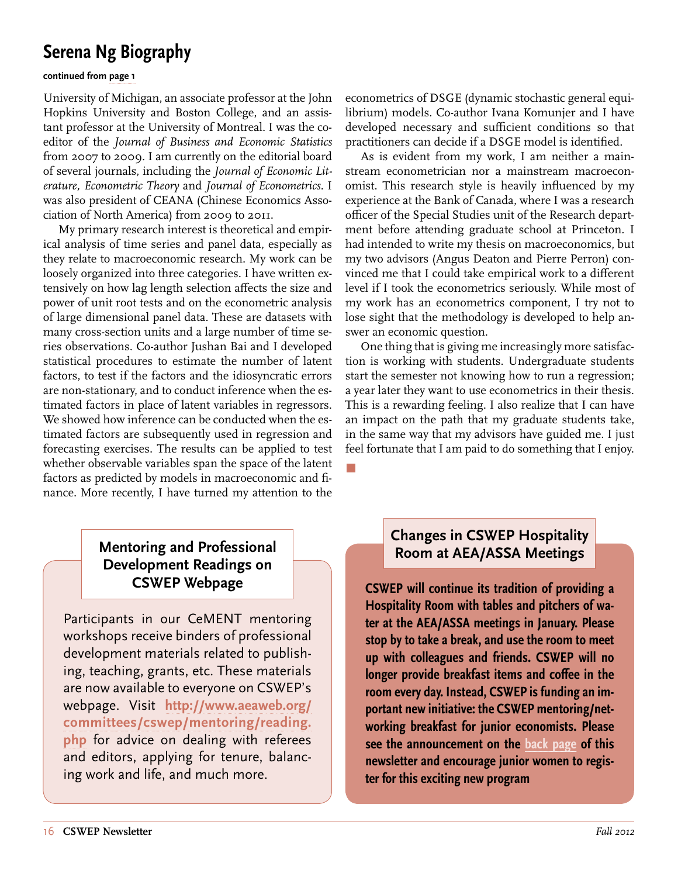## Serena Ng Biography

**continued from page 1**

University of Michigan, an associate professor at the John Hopkins University and Boston College, and an assistant professor at the University of Montreal. I was the co-editor of the *Journal of Business and Economic Statistics* from 2007 to 2009. I am currently on the editorial board of several journals, including the *Journal of Economic Literature, Econometric Theory* and *Journal of Econometrics*. I was also president of CEANA (Chinese Economics Association of North America) from 2009 to 2011.

My primary research interest is theoretical and empirical analysis of time series and panel data, especially as they relate to macroeconomic research. My work can be loosely organized into three categories. I have written extensively on how lag length selection affects the size and power of unit root tests and on the econometric analysis of large dimensional panel data. These are datasets with many cross-section units and a large number of time series observations. Co-author Jushan Bai and I developed statistical procedures to estimate the number of latent factors, to test if the factors and the idiosyncratic errors are non-stationary, and to conduct inference when the estimated factors in place of latent variables in regressors. We showed how inference can be conducted when the estimated factors are subsequently used in regression and forecasting exercises. The results can be applied to test whether observable variables span the space of the latent factors as predicted by models in macroeconomic and finance. More recently, I have turned my attention to the econometrics of DSGE (dynamic stochastic general equilibrium) models. Co-author Ivana Komunjer and I have developed necessary and sufficient conditions so that practitioners can decide if a DSGE model is identified.

As is evident from my work, I am neither a mainstream econometrician nor a mainstream macroeconomist. This research style is heavily influenced by my experience at the Bank of Canada, where I was a research officer of the Special Studies unit of the Research department before attending graduate school at Princeton. I had intended to write my thesis on macroeconomics, but my two advisors (Angus Deaton and Pierre Perron) convinced me that I could take empirical work to a different level if I took the econometrics seriously. While most of my work has an econometrics component, I try not to lose sight that the methodology is developed to help answer an economic question.

One thing that is giving me increasingly more satisfaction is working with students. Undergraduate students start the semester not knowing how to run a regression; a year later they want to use econometrics in their thesis. This is a rewarding feeling. I also realize that I can have an impact on the path that my graduate students take, in the same way that my advisors have guided me. I just feel fortunate that I am paid to do something that I enjoy.

### Mentoring and Professional Development Readings on CSWEP Webpage

Participants in our CeMENT mentoring workshops receive binders of professional development materials related to publishing, teaching, grants, etc. These materials are now available to everyone on CSWEP's webpage. Visit **http://www.aeaweb.org/committees/cswep/mentoring/reading.php** for advice on dealing with referees and editors, applying for tenure, balancing work and life, and much more.

### Changes in CSWEP Hospitality Room at AEA/ASSA Meetings

**CSWEP will continue its tradition of providing a Hospitality Room with tables and pitchers of water at the AEA/ASSA meetings in January. Please stop by to take a break, and use the room to meet up with colleagues and friends. CSWEP will no longer provide breakfast items and coffee in the room every day. Instead, CSWEP is funding an important new initiative: the CSWEP mentoring/networking breakfast for junior economists. Please see the announcement on the back page of this newsletter and encourage junior women to register for this exciting new program**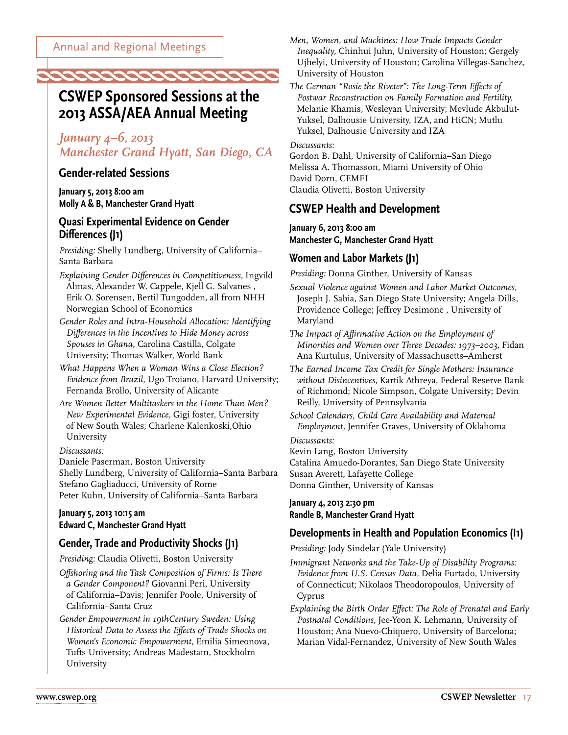Annual and Regional Meetings

# CSWEP Sponsored Sessions at the 2013 ASSA/AEA Annual Meeting

*January 4–6, 2013*
*Manchester Grand Hyatt, San Diego, CA*

## Gender-related Sessions

**January 5, 2013 8:00 am**
**Molly A & B, Manchester Grand Hyatt**

### Quasi Experimental Evidence on Gender Differences (J1)

*Presiding:* Shelly Lundberg, University of California–Santa Barbara

*Explaining Gender Differences in Competitiveness,* Ingvild Almas, Alexander W. Cappele, Kjell G. Salvanes , Erik O. Sorensen, Bertil Tungodden, all from NHH Norwegian School of Economics

*Gender Roles and Intra-Household Allocation: Identifying Differences in the Incentives to Hide Money across Spouses in Ghana,* Carolina Castilla, Colgate University; Thomas Walker, World Bank

*What Happens When a Woman Wins a Close Election? Evidence from Brazil,* Ugo Troiano, Harvard University; Fernanda Brollo, University of Alicante

*Are Women Better Multitaskers in the Home Than Men? New Experimental Evidence,* Gigi foster, University of New South Wales; Charlene Kalenkoski,Ohio University

*Discussants:*
Daniele Paserman, Boston University
Shelly Lundberg, University of California–Santa Barbara
Stefano Gagliaducci, University of Rome
Peter Kuhn, University of California–Santa Barbara

**January 5, 2013 10:15 am**
**Edward C, Manchester Grand Hyatt**

### Gender, Trade and Productivity Shocks (J1)

*Presiding:* Claudia Olivetti, Boston University

*Offshoring and the Task Composition of Firms: Is There a Gender Component?* Giovanni Peri, University of California–Davis; Jennifer Poole, University of California–Santa Cruz

*Gender Empowerment in 19thCentury Sweden: Using Historical Data to Assess the Effects of Trade Shocks on Women's Economic Empowerment,* Emilia Simeonova, Tufts University; Andreas Madestam, Stockholm University

*Men, Women, and Machines: How Trade Impacts Gender Inequality,* Chinhui Juhn, University of Houston; Gergely Ujhelyi, University of Houston; Carolina Villegas-Sanchez, University of Houston

*The German "Rosie the Riveter": The Long-Term Effects of Postwar Reconstruction on Family Formation and Fertility,* Melanie Khamis, Wesleyan University; Mevlude Akbulut-Yuksel, Dalhousie University, IZA, and HiCN; Mutlu Yuksel, Dalhousie University and IZA

*Discussants:*
Gordon B. Dahl, University of California–San Diego
Melissa A. Thomasson, Miami University of Ohio
David Dorn, CEMFI
Claudia Olivetti, Boston University

## CSWEP Health and Development

**January 6, 2013 8:00 am**
**Manchester G, Manchester Grand Hyatt**

### Women and Labor Markets (J1)

*Presiding:* Donna Ginther, University of Kansas

*Sexual Violence against Women and Labor Market Outcomes,* Joseph J. Sabia, San Diego State University; Angela Dills, Providence College; Jeffrey Desimone , University of Maryland

*The Impact of Affirmative Action on the Employment of Minorities and Women over Three Decades: 1973–2003,* Fidan Ana Kurtulus, University of Massachusetts–Amherst

*The Earned Income Tax Credit for Single Mothers: Insurance without Disincentives,* Kartik Athreya, Federal Reserve Bank of Richmond; Nicole Simpson, Colgate University; Devin Reilly, University of Pennsylvania

*School Calendars, Child Care Availability and Maternal Employment,* Jennifer Graves, University of Oklahoma

*Discussants:*
Kevin Lang, Boston University
Catalina Amuedo-Dorantes, San Diego State University
Susan Averett, Lafayette College
Donna Ginther, University of Kansas

**January 4, 2013 2:30 pm**
**Randle B, Manchester Grand Hyatt**

### Developments in Health and Population Economics (I1)

*Presiding:* Jody Sindelar (Yale University)

*Immigrant Networks and the Take-Up of Disability Programs: Evidence from U.S. Census Data,* Delia Furtado, University of Connecticut; Nikolaos Theodoropoulos, University of Cyprus

*Explaining the Birth Order Effect: The Role of Prenatal and Early Postnatal Conditions,* Jee-Yeon K. Lehmann, University of Houston; Ana Nuevo-Chiquero, University of Barcelona; Marian Vidal-Fernandez, University of New South Wales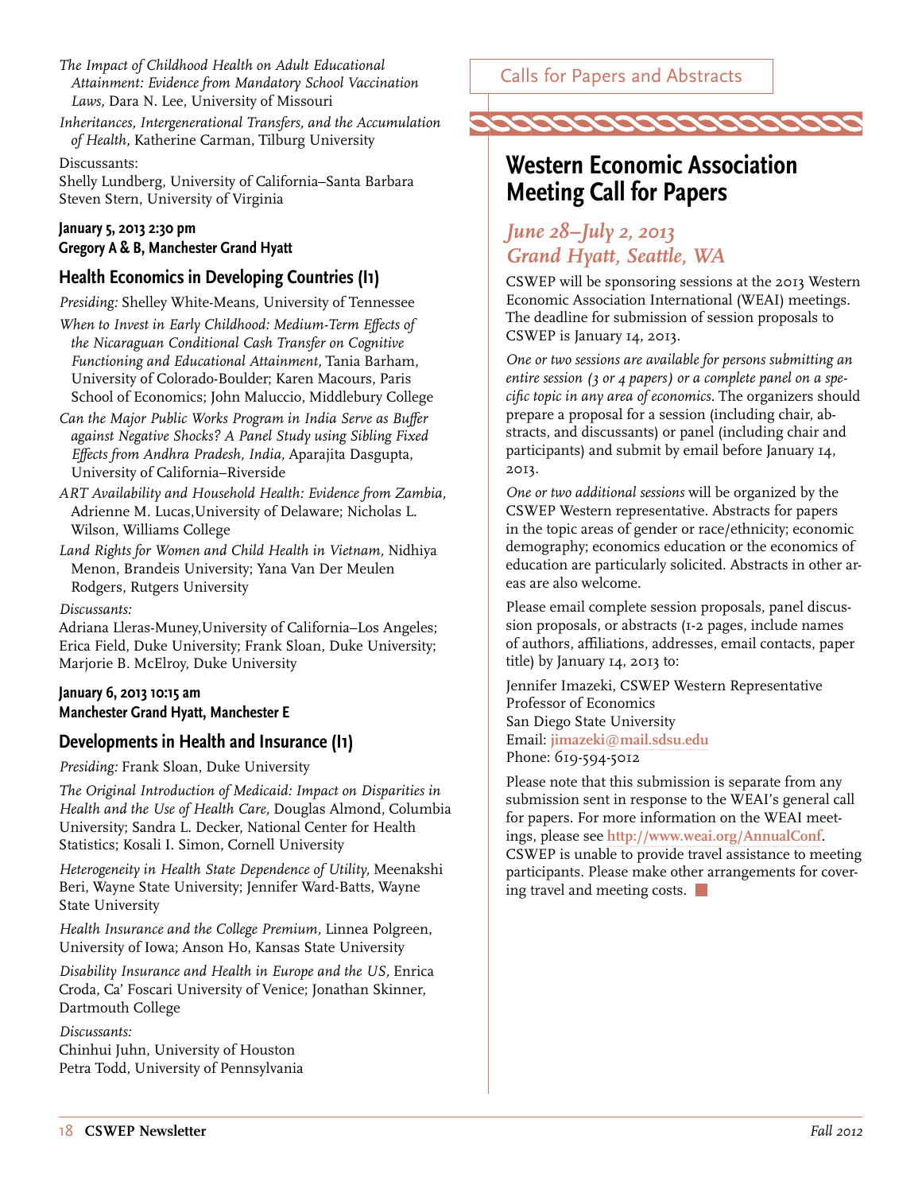*The Impact of Childhood Health on Adult Educational Attainment: Evidence from Mandatory School Vaccination Laws,* Dara N. Lee, University of Missouri

*Inheritances, Intergenerational Transfers, and the Accumulation of Health,* Katherine Carman, Tilburg University

Discussants:
Shelly Lundberg, University of California–Santa Barbara
Steven Stern, University of Virginia

**January 5, 2013 2:30 pm**
**Gregory A & B, Manchester Grand Hyatt**

### Health Economics in Developing Countries (I1)

*Presiding:* Shelley White-Means, University of Tennessee

*When to Invest in Early Childhood: Medium-Term Effects of the Nicaraguan Conditional Cash Transfer on Cognitive Functioning and Educational Attainment,* Tania Barham, University of Colorado-Boulder; Karen Macours, Paris School of Economics; John Maluccio, Middlebury College

*Can the Major Public Works Program in India Serve as Buffer against Negative Shocks? A Panel Study using Sibling Fixed Effects from Andhra Pradesh, India,* Aparajita Dasgupta, University of California–Riverside

*ART Availability and Household Health: Evidence from Zambia,* Adrienne M. Lucas,University of Delaware; Nicholas L. Wilson, Williams College

*Land Rights for Women and Child Health in Vietnam,* Nidhiya Menon, Brandeis University; Yana Van Der Meulen Rodgers, Rutgers University

*Discussants:*
Adriana Lleras-Muney,University of California–Los Angeles; Erica Field, Duke University; Frank Sloan, Duke University; Marjorie B. McElroy, Duke University

**January 6, 2013 10:15 am**
**Manchester Grand Hyatt, Manchester E**

### Developments in Health and Insurance (I1)

*Presiding:* Frank Sloan, Duke University

*The Original Introduction of Medicaid: Impact on Disparities in Health and the Use of Health Care,* Douglas Almond, Columbia University; Sandra L. Decker, National Center for Health Statistics; Kosali I. Simon, Cornell University

*Heterogeneity in Health State Dependence of Utility,* Meenakshi Beri, Wayne State University; Jennifer Ward-Batts, Wayne State University

*Health Insurance and the College Premium,* Linnea Polgreen, University of Iowa; Anson Ho, Kansas State University

*Disability Insurance and Health in Europe and the US,* Enrica Croda, Ca' Foscari University of Venice; Jonathan Skinner, Dartmouth College

*Discussants:*
Chinhui Juhn, University of Houston
Petra Todd, University of Pennsylvania

Calls for Papers and Abstracts

## Western Economic Association Meeting Call for Papers

### *June 28–July 2, 2013*
### *Grand Hyatt, Seattle, WA*

CSWEP will be sponsoring sessions at the 2013 Western Economic Association International (WEAI) meetings. The deadline for submission of session proposals to CSWEP is January 14, 2013.

*One or two sessions are available for persons submitting an entire session (3 or 4 papers) or a complete panel on a specific topic in any area of economics.* The organizers should prepare a proposal for a session (including chair, abstracts, and discussants) or panel (including chair and participants) and submit by email before January 14, 2013.

*One or two additional sessions* will be organized by the CSWEP Western representative. Abstracts for papers in the topic areas of gender or race/ethnicity; economic demography; economics education or the economics of education are particularly solicited. Abstracts in other areas are also welcome.

Please email complete session proposals, panel discussion proposals, or abstracts (1-2 pages, include names of authors, affiliations, addresses, email contacts, paper title) by January 14, 2013 to:

Jennifer Imazeki, CSWEP Western Representative
Professor of Economics
San Diego State University
Email: **jimazeki@mail.sdsu.edu**
Phone: 619-594-5012

Please note that this submission is separate from any submission sent in response to the WEAI's general call for papers. For more information on the WEAI meetings, please see **http://www.weai.org/AnnualConf**. CSWEP is unable to provide travel assistance to meeting participants. Please make other arrangements for covering travel and meeting costs.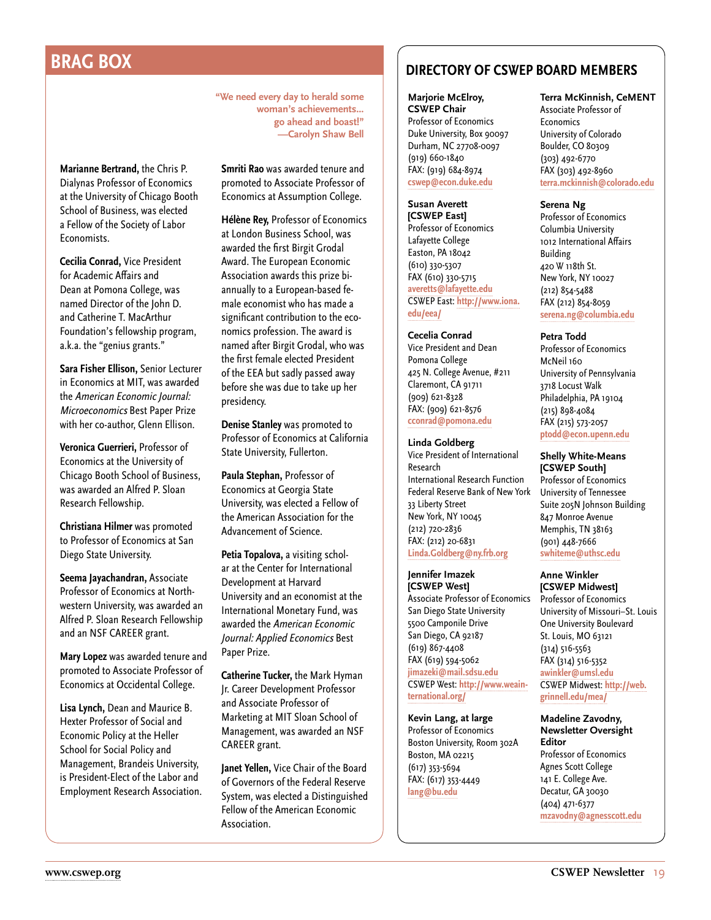## BRAG BOX

> "We need every day to herald some woman's achievements… go ahead and boast!"
> —Carolyn Shaw Bell

**Marianne Bertrand,** the Chris P. Dialynas Professor of Economics at the University of Chicago Booth School of Business, was elected a Fellow of the Society of Labor Economists.

**Cecilia Conrad,** Vice President for Academic Affairs and Dean at Pomona College, was named Director of the John D. and Catherine T. MacArthur Foundation's fellowship program, a.k.a. the "genius grants."

**Sara Fisher Ellison,** Senior Lecturer in Economics at MIT, was awarded the *American Economic Journal: Microeconomics* Best Paper Prize with her co-author, Glenn Ellison.

**Veronica Guerrieri,** Professor of Economics at the University of Chicago Booth School of Business, was awarded an Alfred P. Sloan Research Fellowship.

**Christiana Hilmer** was promoted to Professor of Economics at San Diego State University.

**Seema Jayachandran,** Associate Professor of Economics at Northwestern University, was awarded an Alfred P. Sloan Research Fellowship and an NSF CAREER grant.

**Mary Lopez** was awarded tenure and promoted to Associate Professor of Economics at Occidental College.

**Lisa Lynch,** Dean and Maurice B. Hexter Professor of Social and Economic Policy at the Heller School for Social Policy and Management, Brandeis University, is President-Elect of the Labor and Employment Research Association.

**Smriti Rao** was awarded tenure and promoted to Associate Professor of Economics at Assumption College.

**Hélène Rey,** Professor of Economics at London Business School, was awarded the first Birgit Grodal Award. The European Economic Association awards this prize bi-annually to a European-based female economist who has made a significant contribution to the economics profession. The award is named after Birgit Grodal, who was the first female elected President of the EEA but sadly passed away before she was due to take up her presidency.

**Denise Stanley** was promoted to Professor of Economics at California State University, Fullerton.

**Paula Stephan,** Professor of Economics at Georgia State University, was elected a Fellow of the American Association for the Advancement of Science.

**Petia Topalova,** a visiting scholar at the Center for International Development at Harvard University and an economist at the International Monetary Fund, was awarded the *American Economic Journal: Applied Economics* Best Paper Prize.

**Catherine Tucker,** the Mark Hyman Jr. Career Development Professor and Associate Professor of Marketing at MIT Sloan School of Management, was awarded an NSF CAREER grant.

**Janet Yellen,** Vice Chair of the Board of Governors of the Federal Reserve System, was elected a Distinguished Fellow of the American Economic Association.

## DIRECTORY OF CSWEP BOARD MEMBERS

**Marjorie McElroy, CSWEP Chair**
Professor of Economics
Duke University, Box 90097
Durham, NC 27708-0097
(919) 660-1840
FAX: (919) 684-8974
cswep@econ.duke.edu

**Susan Averett [CSWEP East]**
Professor of Economics
Lafayette College
Easton, PA 18042
(610) 330-5307
FAX (610) 330-5715
averetts@lafayette.edu
CSWEP East: http://www.iona.edu/eea/

**Cecelia Conrad**
Vice President and Dean
Pomona College
425 N. College Avenue, #211
Claremont, CA 91711
(909) 621-8328
FAX: (909) 621-8576
cconrad@pomona.edu

**Linda Goldberg**
Vice President of International Research
International Research Function
Federal Reserve Bank of New York
33 Liberty Street
New York, NY 10045
(212) 720-2836
FAX: (212) 20-6831
Linda.Goldberg@ny.frb.org

**Jennifer Imazek [CSWEP West]**
Associate Professor of Economics
San Diego State University
5500 Camponile Drive
San Diego, CA 92187
(619) 867-4408
FAX (619) 594-5062
jimazeki@mail.sdsu.edu
CSWEP West: http://www.weainternational.org/

**Kevin Lang, at large**
Professor of Economics
Boston University, Room 302A
Boston, MA 02215
(617) 353-5694
FAX: (617) 353-4449
lang@bu.edu

**Terra McKinnish, CeMENT**
Associate Professor of Economics
University of Colorado
Boulder, CO 80309
(303) 492-6770
FAX (303) 492-8960
terra.mckinnish@colorado.edu

**Serena Ng**
Professor of Economics
Columbia University
1012 International Affairs Building
420 W 118th St.
New York, NY 10027
(212) 854-5488
FAX (212) 854-8059
serena.ng@columbia.edu

**Petra Todd**
Professor of Economics
McNeil 160
University of Pennsylvania
3718 Locust Walk
Philadelphia, PA 19104
(215) 898-4084
FAX (215) 573-2057
ptodd@econ.upenn.edu

**Shelly White-Means [CSWEP South]**
Professor of Economics
University of Tennessee
Suite 205N Johnson Building
847 Monroe Avenue
Memphis, TN 38163
(901) 448-7666
swhiteme@uthsc.edu

**Anne Winkler [CSWEP Midwest]**
Professor of Economics
University of Missouri–St. Louis
One University Boulevard
St. Louis, MO 63121
(314) 516-5563
FAX (314) 516-5352
awinkler@umsl.edu
CSWEP Midwest: http://web.grinnell.edu/mea/

**Madeline Zavodny, Newsletter Oversight Editor**
Professor of Economics
Agnes Scott College
141 E. College Ave.
Decatur, GA 30030
(404) 471-6377
mzavodny@agnesscott.edu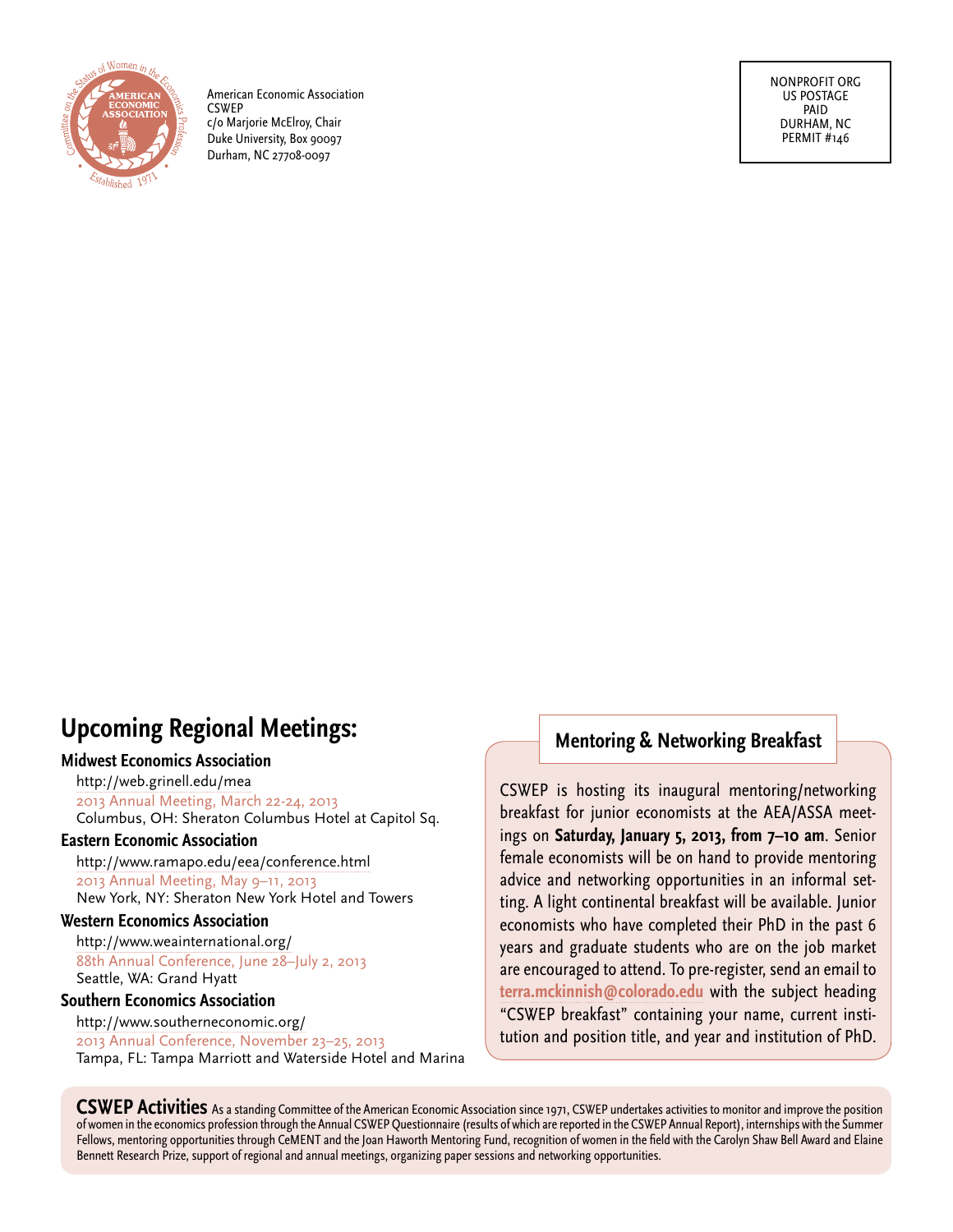American Economic Association
CSWEP
c/o Marjorie McElroy, Chair
Duke University, Box 90097
Durham, NC 27708-0097

NONPROFIT ORG
US POSTAGE
PAID
DURHAM, NC
PERMIT #146

## Upcoming Regional Meetings:

### Midwest Economics Association

http://web.grinell.edu/mea
2013 Annual Meeting, March 22-24, 2013
Columbus, OH: Sheraton Columbus Hotel at Capitol Sq.

### Eastern Economic Association

http://www.ramapo.edu/eea/conference.html
2013 Annual Meeting, May 9–11, 2013
New York, NY: Sheraton New York Hotel and Towers

### Western Economics Association

http://www.weainternational.org/
88th Annual Conference, June 28–July 2, 2013
Seattle, WA: Grand Hyatt

### Southern Economics Association

http://www.southerneconomic.org/
2013 Annual Conference, November 23–25, 2013
Tampa, FL: Tampa Marriott and Waterside Hotel and Marina

## Mentoring & Networking Breakfast

CSWEP is hosting its inaugural mentoring/networking breakfast for junior economists at the AEA/ASSA meetings on **Saturday, January 5, 2013, from 7–10 am**. Senior female economists will be on hand to provide mentoring advice and networking opportunities in an informal setting. A light continental breakfast will be available. Junior economists who have completed their PhD in the past 6 years and graduate students who are on the job market are encouraged to attend. To pre-register, send an email to **terra.mckinnish@colorado.edu** with the subject heading "CSWEP breakfast" containing your name, current institution and position title, and year and institution of PhD.

**CSWEP Activities** As a standing Committee of the American Economic Association since 1971, CSWEP undertakes activities to monitor and improve the position of women in the economics profession through the Annual CSWEP Questionnaire (results of which are reported in the CSWEP Annual Report), internships with the Summer Fellows, mentoring opportunities through CeMENT and the Joan Haworth Mentoring Fund, recognition of women in the field with the Carolyn Shaw Bell Award and Elaine Bennett Research Prize, support of regional and annual meetings, organizing paper sessions and networking opportunities.